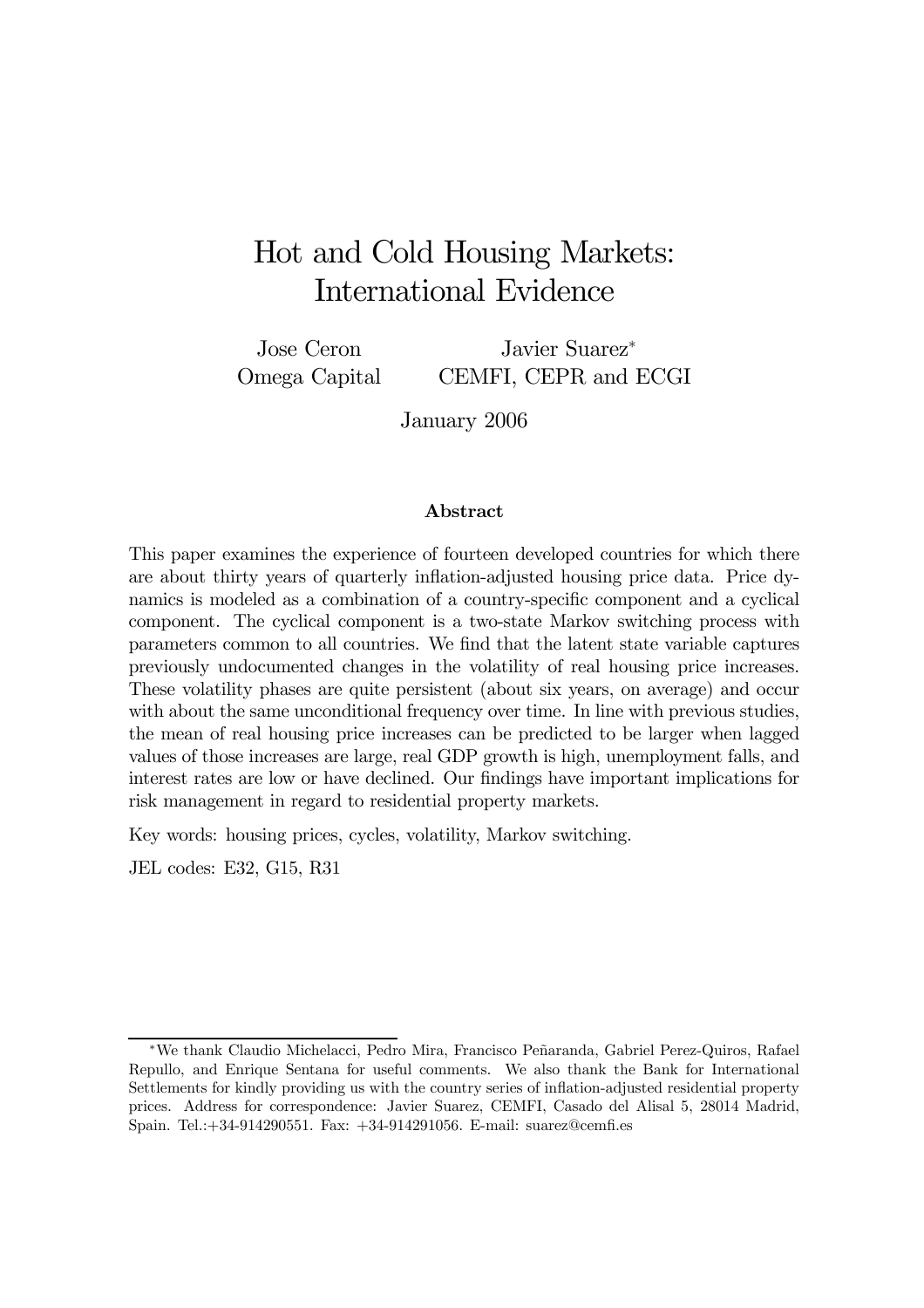# Hot and Cold Housing Markets: International Evidence

Jose Ceron
Omega Capital

Javier Suarez*
CEMFI, CEPR and ECGI

January 2006

### Abstract

This paper examines the experience of fourteen developed countries for which there are about thirty years of quarterly inflation-adjusted housing price data. Price dynamics is modeled as a combination of a country-specific component and a cyclical component. The cyclical component is a two-state Markov switching process with parameters common to all countries. We find that the latent state variable captures previously undocumented changes in the volatility of real housing price increases. These volatility phases are quite persistent (about six years, on average) and occur with about the same unconditional frequency over time. In line with previous studies, the mean of real housing price increases can be predicted to be larger when lagged values of those increases are large, real GDP growth is high, unemployment falls, and interest rates are low or have declined. Our findings have important implications for risk management in regard to residential property markets.

Key words: housing prices, cycles, volatility, Markov switching.

JEL codes: E32, G15, R31

*We thank Claudio Michelacci, Pedro Mira, Francisco Peñaranda, Gabriel Perez-Quiros, Rafael Repullo, and Enrique Sentana for useful comments. We also thank the Bank for International Settlements for kindly providing us with the country series of inflation-adjusted residential property prices. Address for correspondence: Javier Suarez, CEMFI, Casado del Alisal 5, 28014 Madrid, Spain. Tel.:+34-914290551. Fax: +34-914291056. E-mail: suarez@cemfi.es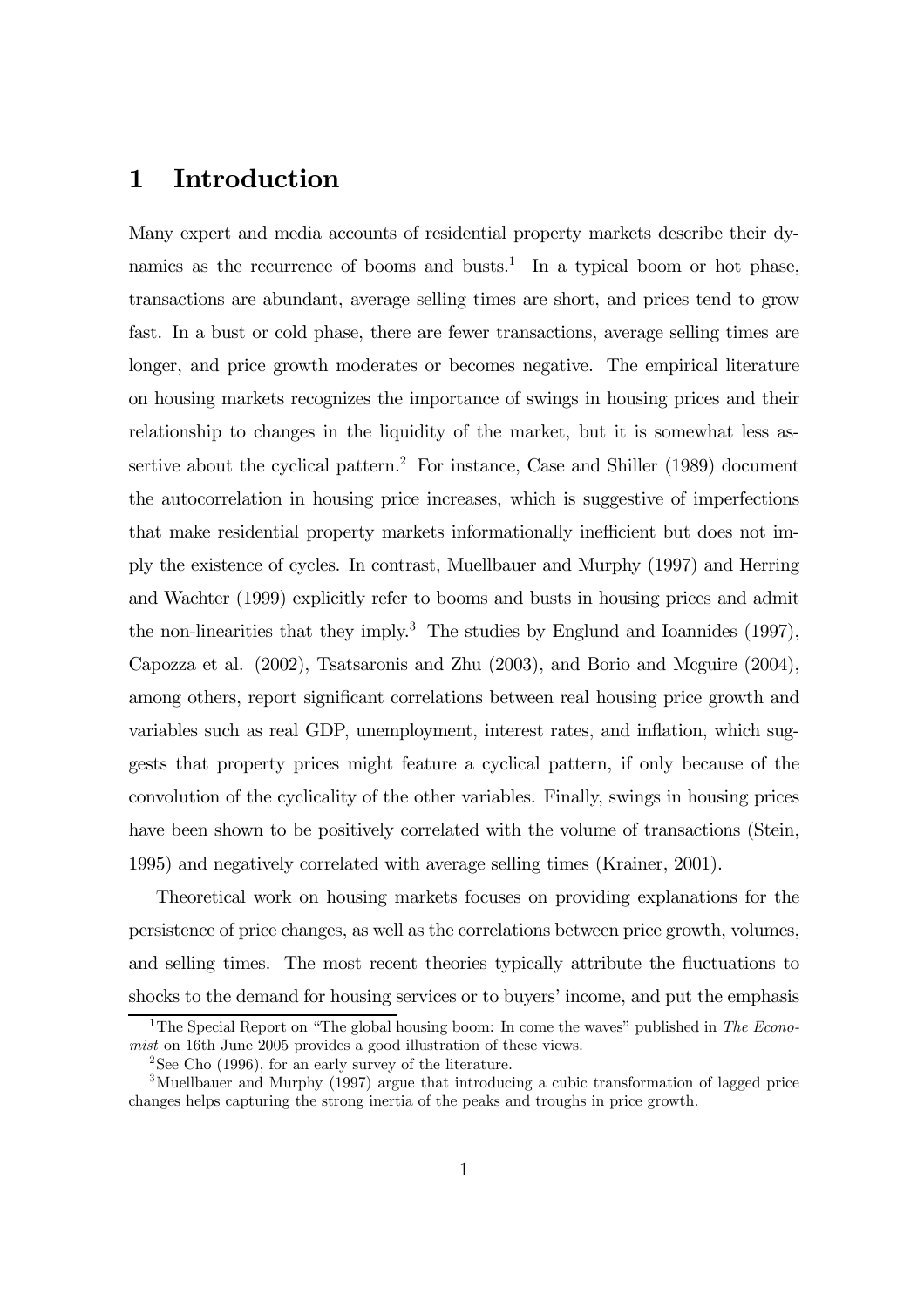# 1 Introduction

Many expert and media accounts of residential property markets describe their dynamics as the recurrence of booms and busts.[1] In a typical boom or hot phase, transactions are abundant, average selling times are short, and prices tend to grow fast. In a bust or cold phase, there are fewer transactions, average selling times are longer, and price growth moderates or becomes negative. The empirical literature on housing markets recognizes the importance of swings in housing prices and their relationship to changes in the liquidity of the market, but it is somewhat less assertive about the cyclical pattern.[2] For instance, Case and Shiller (1989) document the autocorrelation in housing price increases, which is suggestive of imperfections that make residential property markets informationally inefficient but does not imply the existence of cycles. In contrast, Muellbauer and Murphy (1997) and Herring and Wachter (1999) explicitly refer to booms and busts in housing prices and admit the non-linearities that they imply.[3] The studies by Englund and Ioannides (1997), Capozza et al. (2002), Tsatsaronis and Zhu (2003), and Borio and Mcguire (2004), among others, report significant correlations between real housing price growth and variables such as real GDP, unemployment, interest rates, and inflation, which suggests that property prices might feature a cyclical pattern, if only because of the convolution of the cyclicality of the other variables. Finally, swings in housing prices have been shown to be positively correlated with the volume of transactions (Stein, 1995) and negatively correlated with average selling times (Krainer, 2001).

Theoretical work on housing markets focuses on providing explanations for the persistence of price changes, as well as the correlations between price growth, volumes, and selling times. The most recent theories typically attribute the fluctuations to shocks to the demand for housing services or to buyers' income, and put the emphasis

[1] The Special Report on "The global housing boom: In come the waves" published in *The Economist* on 16th June 2005 provides a good illustration of these views.

[2] See Cho (1996), for an early survey of the literature.

[3] Muellbauer and Murphy (1997) argue that introducing a cubic transformation of lagged price changes helps capturing the strong inertia of the peaks and troughs in price growth.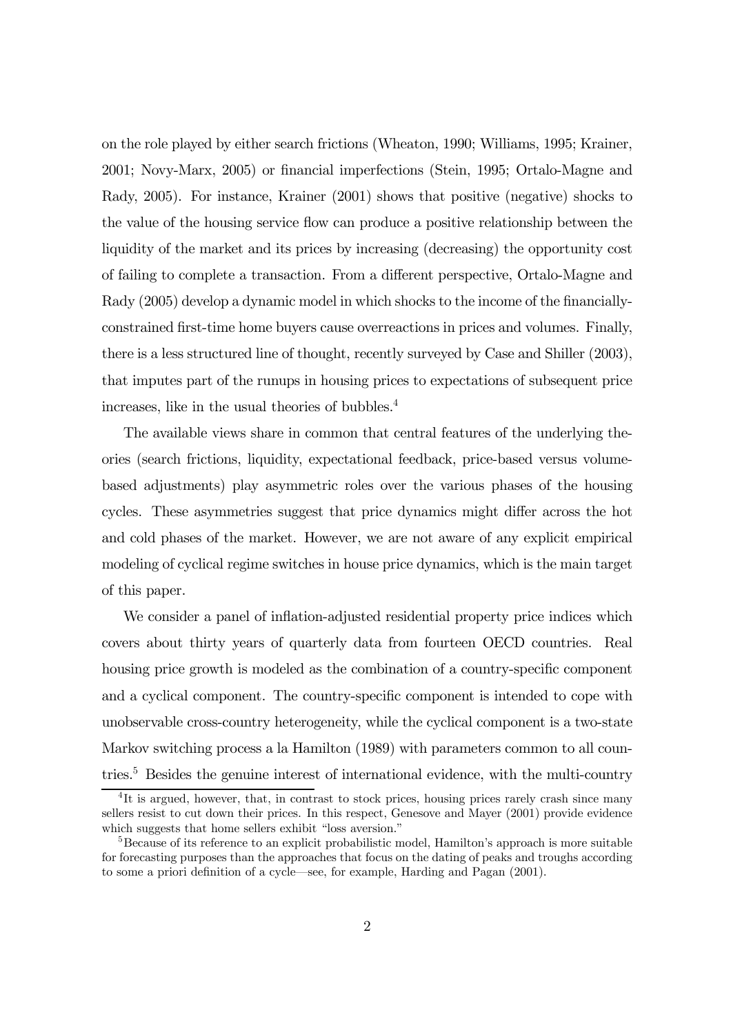on the role played by either search frictions (Wheaton, 1990; Williams, 1995; Krainer, 2001; Novy-Marx, 2005) or financial imperfections (Stein, 1995; Ortalo-Magne and Rady, 2005). For instance, Krainer (2001) shows that positive (negative) shocks to the value of the housing service flow can produce a positive relationship between the liquidity of the market and its prices by increasing (decreasing) the opportunity cost of failing to complete a transaction. From a different perspective, Ortalo-Magne and Rady (2005) develop a dynamic model in which shocks to the income of the financially-constrained first-time home buyers cause overreactions in prices and volumes. Finally, there is a less structured line of thought, recently surveyed by Case and Shiller (2003), that imputes part of the runups in housing prices to expectations of subsequent price increases, like in the usual theories of bubbles.[4]

The available views share in common that central features of the underlying theories (search frictions, liquidity, expectational feedback, price-based versus volume-based adjustments) play asymmetric roles over the various phases of the housing cycles. These asymmetries suggest that price dynamics might differ across the hot and cold phases of the market. However, we are not aware of any explicit empirical modeling of cyclical regime switches in house price dynamics, which is the main target of this paper.

We consider a panel of inflation-adjusted residential property price indices which covers about thirty years of quarterly data from fourteen OECD countries. Real housing price growth is modeled as the combination of a country-specific component and a cyclical component. The country-specific component is intended to cope with unobservable cross-country heterogeneity, while the cyclical component is a two-state Markov switching process a la Hamilton (1989) with parameters common to all countries.[5] Besides the genuine interest of international evidence, with the multi-country

[4]It is argued, however, that, in contrast to stock prices, housing prices rarely crash since many sellers resist to cut down their prices. In this respect, Genesove and Mayer (2001) provide evidence which suggests that home sellers exhibit "loss aversion."

[5]Because of its reference to an explicit probabilistic model, Hamilton's approach is more suitable for forecasting purposes than the approaches that focus on the dating of peaks and troughs according to some a priori definition of a cycle—see, for example, Harding and Pagan (2001).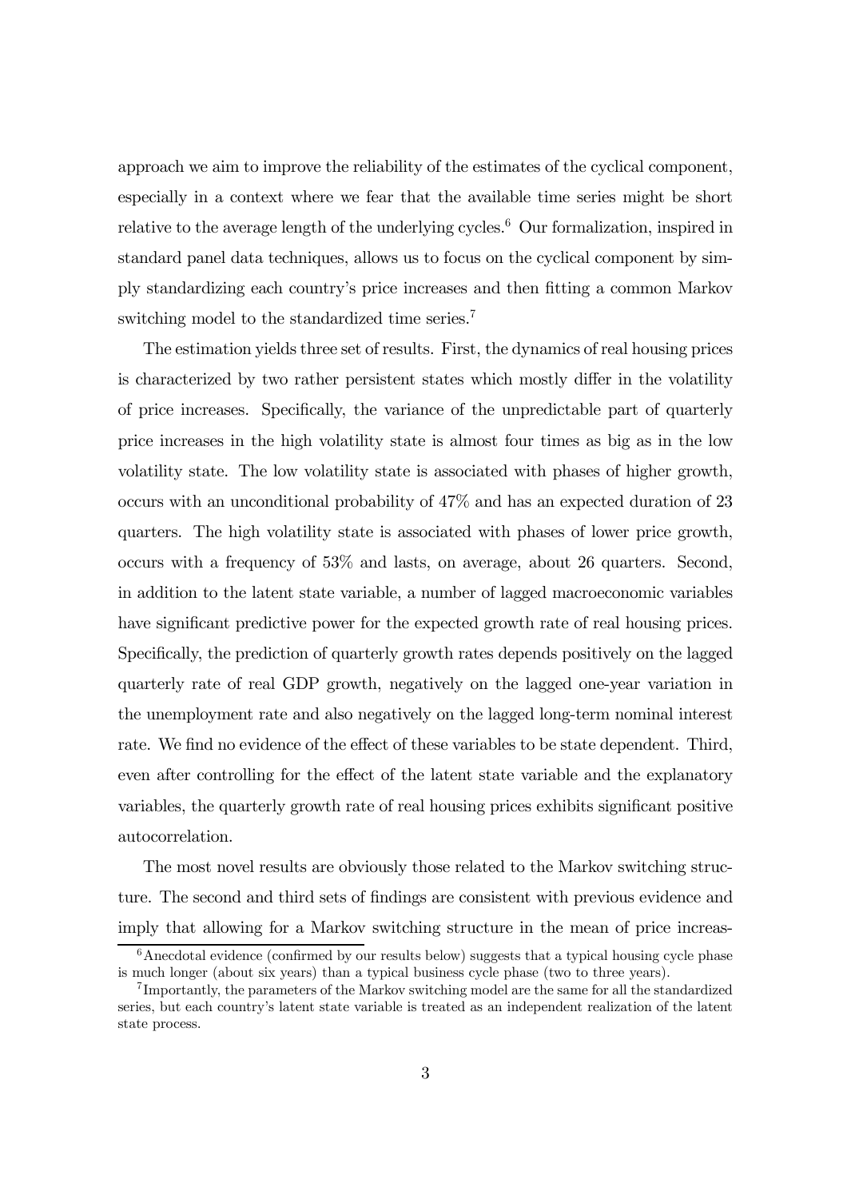approach we aim to improve the reliability of the estimates of the cyclical component, especially in a context where we fear that the available time series might be short relative to the average length of the underlying cycles.[6] Our formalization, inspired in standard panel data techniques, allows us to focus on the cyclical component by simply standardizing each country's price increases and then fitting a common Markov switching model to the standardized time series.[7]

The estimation yields three set of results. First, the dynamics of real housing prices is characterized by two rather persistent states which mostly differ in the volatility of price increases. Specifically, the variance of the unpredictable part of quarterly price increases in the high volatility state is almost four times as big as in the low volatility state. The low volatility state is associated with phases of higher growth, occurs with an unconditional probability of 47% and has an expected duration of 23 quarters. The high volatility state is associated with phases of lower price growth, occurs with a frequency of 53% and lasts, on average, about 26 quarters. Second, in addition to the latent state variable, a number of lagged macroeconomic variables have significant predictive power for the expected growth rate of real housing prices. Specifically, the prediction of quarterly growth rates depends positively on the lagged quarterly rate of real GDP growth, negatively on the lagged one-year variation in the unemployment rate and also negatively on the lagged long-term nominal interest rate. We find no evidence of the effect of these variables to be state dependent. Third, even after controlling for the effect of the latent state variable and the explanatory variables, the quarterly growth rate of real housing prices exhibits significant positive autocorrelation.

The most novel results are obviously those related to the Markov switching structure. The second and third sets of findings are consistent with previous evidence and imply that allowing for a Markov switching structure in the mean of price increas-

[6] Anecdotal evidence (confirmed by our results below) suggests that a typical housing cycle phase is much longer (about six years) than a typical business cycle phase (two to three years).

[7] Importantly, the parameters of the Markov switching model are the same for all the standardized series, but each country's latent state variable is treated as an independent realization of the latent state process.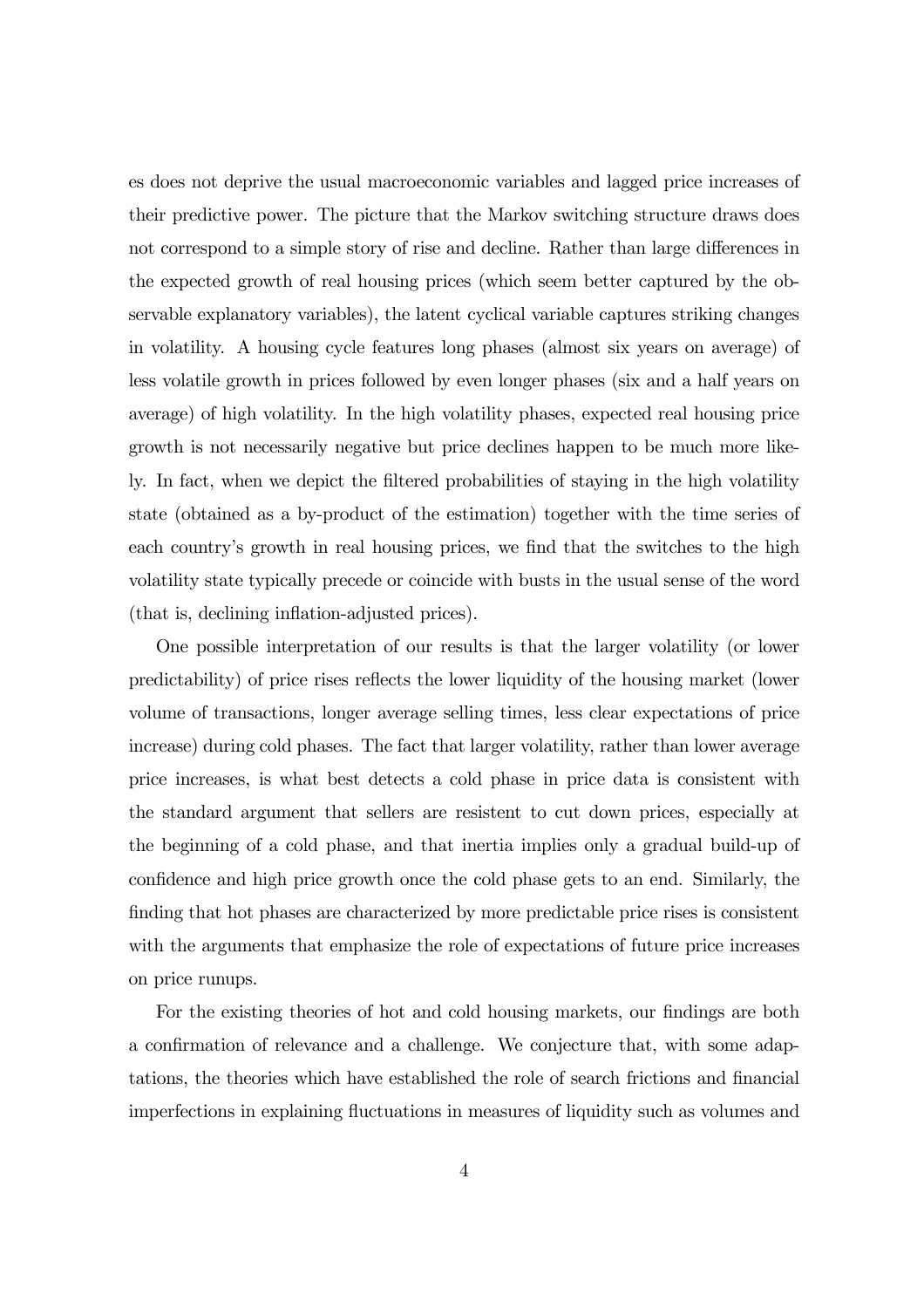es does not deprive the usual macroeconomic variables and lagged price increases of their predictive power. The picture that the Markov switching structure draws does not correspond to a simple story of rise and decline. Rather than large differences in the expected growth of real housing prices (which seem better captured by the observable explanatory variables), the latent cyclical variable captures striking changes in volatility. A housing cycle features long phases (almost six years on average) of less volatile growth in prices followed by even longer phases (six and a half years on average) of high volatility. In the high volatility phases, expected real housing price growth is not necessarily negative but price declines happen to be much more likely. In fact, when we depict the filtered probabilities of staying in the high volatility state (obtained as a by-product of the estimation) together with the time series of each country's growth in real housing prices, we find that the switches to the high volatility state typically precede or coincide with busts in the usual sense of the word (that is, declining inflation-adjusted prices).

One possible interpretation of our results is that the larger volatility (or lower predictability) of price rises reflects the lower liquidity of the housing market (lower volume of transactions, longer average selling times, less clear expectations of price increase) during cold phases. The fact that larger volatility, rather than lower average price increases, is what best detects a cold phase in price data is consistent with the standard argument that sellers are resistent to cut down prices, especially at the beginning of a cold phase, and that inertia implies only a gradual build-up of confidence and high price growth once the cold phase gets to an end. Similarly, the finding that hot phases are characterized by more predictable price rises is consistent with the arguments that emphasize the role of expectations of future price increases on price runups.

For the existing theories of hot and cold housing markets, our findings are both a confirmation of relevance and a challenge. We conjecture that, with some adaptations, the theories which have established the role of search frictions and financial imperfections in explaining fluctuations in measures of liquidity such as volumes and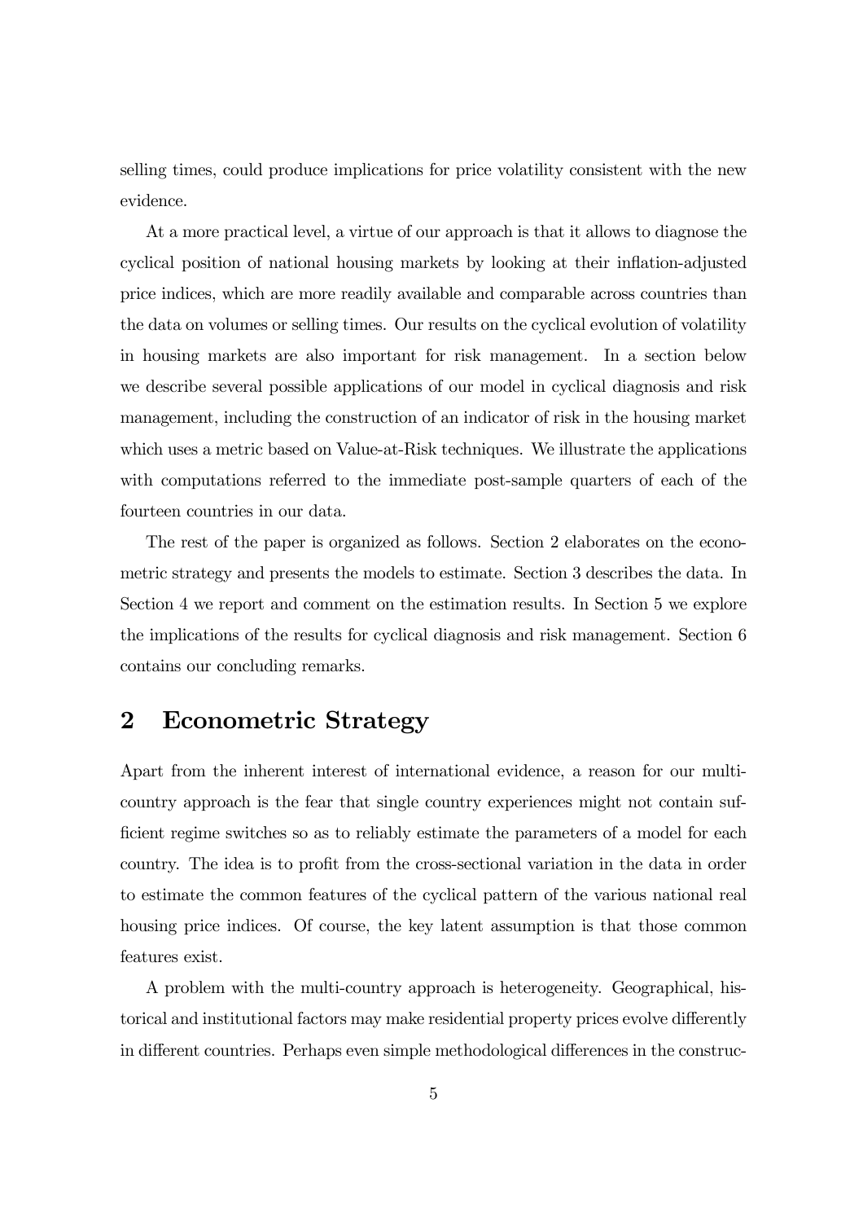selling times, could produce implications for price volatility consistent with the new evidence.

At a more practical level, a virtue of our approach is that it allows to diagnose the cyclical position of national housing markets by looking at their inflation-adjusted price indices, which are more readily available and comparable across countries than the data on volumes or selling times. Our results on the cyclical evolution of volatility in housing markets are also important for risk management. In a section below we describe several possible applications of our model in cyclical diagnosis and risk management, including the construction of an indicator of risk in the housing market which uses a metric based on Value-at-Risk techniques. We illustrate the applications with computations referred to the immediate post-sample quarters of each of the fourteen countries in our data.

The rest of the paper is organized as follows. Section 2 elaborates on the econometric strategy and presents the models to estimate. Section 3 describes the data. In Section 4 we report and comment on the estimation results. In Section 5 we explore the implications of the results for cyclical diagnosis and risk management. Section 6 contains our concluding remarks.

## 2 Econometric Strategy

Apart from the inherent interest of international evidence, a reason for our multi-country approach is the fear that single country experiences might not contain sufficient regime switches so as to reliably estimate the parameters of a model for each country. The idea is to profit from the cross-sectional variation in the data in order to estimate the common features of the cyclical pattern of the various national real housing price indices. Of course, the key latent assumption is that those common features exist.

A problem with the multi-country approach is heterogeneity. Geographical, historical and institutional factors may make residential property prices evolve differently in different countries. Perhaps even simple methodological differences in the construc-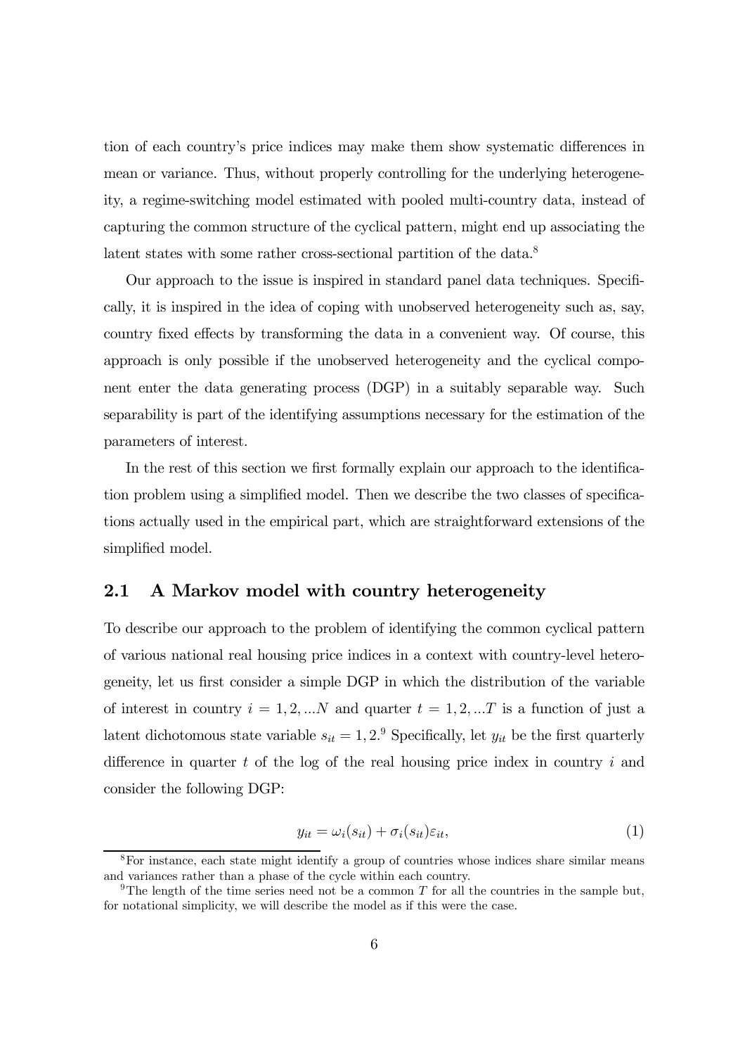tion of each country's price indices may make them show systematic differences in mean or variance. Thus, without properly controlling for the underlying heterogeneity, a regime-switching model estimated with pooled multi-country data, instead of capturing the common structure of the cyclical pattern, might end up associating the latent states with some rather cross-sectional partition of the data.[8]

Our approach to the issue is inspired in standard panel data techniques. Specifically, it is inspired in the idea of coping with unobserved heterogeneity such as, say, country fixed effects by transforming the data in a convenient way. Of course, this approach is only possible if the unobserved heterogeneity and the cyclical component enter the data generating process (DGP) in a suitably separable way. Such separability is part of the identifying assumptions necessary for the estimation of the parameters of interest.

In the rest of this section we first formally explain our approach to the identification problem using a simplified model. Then we describe the two classes of specifications actually used in the empirical part, which are straightforward extensions of the simplified model.

## 2.1 A Markov model with country heterogeneity

To describe our approach to the problem of identifying the common cyclical pattern of various national real housing price indices in a context with country-level heterogeneity, let us first consider a simple DGP in which the distribution of the variable of interest in country $i = 1, 2, ...N$ and quarter $t = 1, 2, ...T$ is a function of just a latent dichotomous state variable $s_{it} = 1, 2$.[9] Specifically, let $y_{it}$ be the first quarterly difference in quarter $t$ of the log of the real housing price index in country $i$ and consider the following DGP:

$$y_{it} = \omega_i(s_{it}) + \sigma_i(s_{it})\varepsilon_{it}, \tag{1}$$

[8] For instance, each state might identify a group of countries whose indices share similar means and variances rather than a phase of the cycle within each country.

[9] The length of the time series need not be a common $T$ for all the countries in the sample but, for notational simplicity, we will describe the model as if this were the case.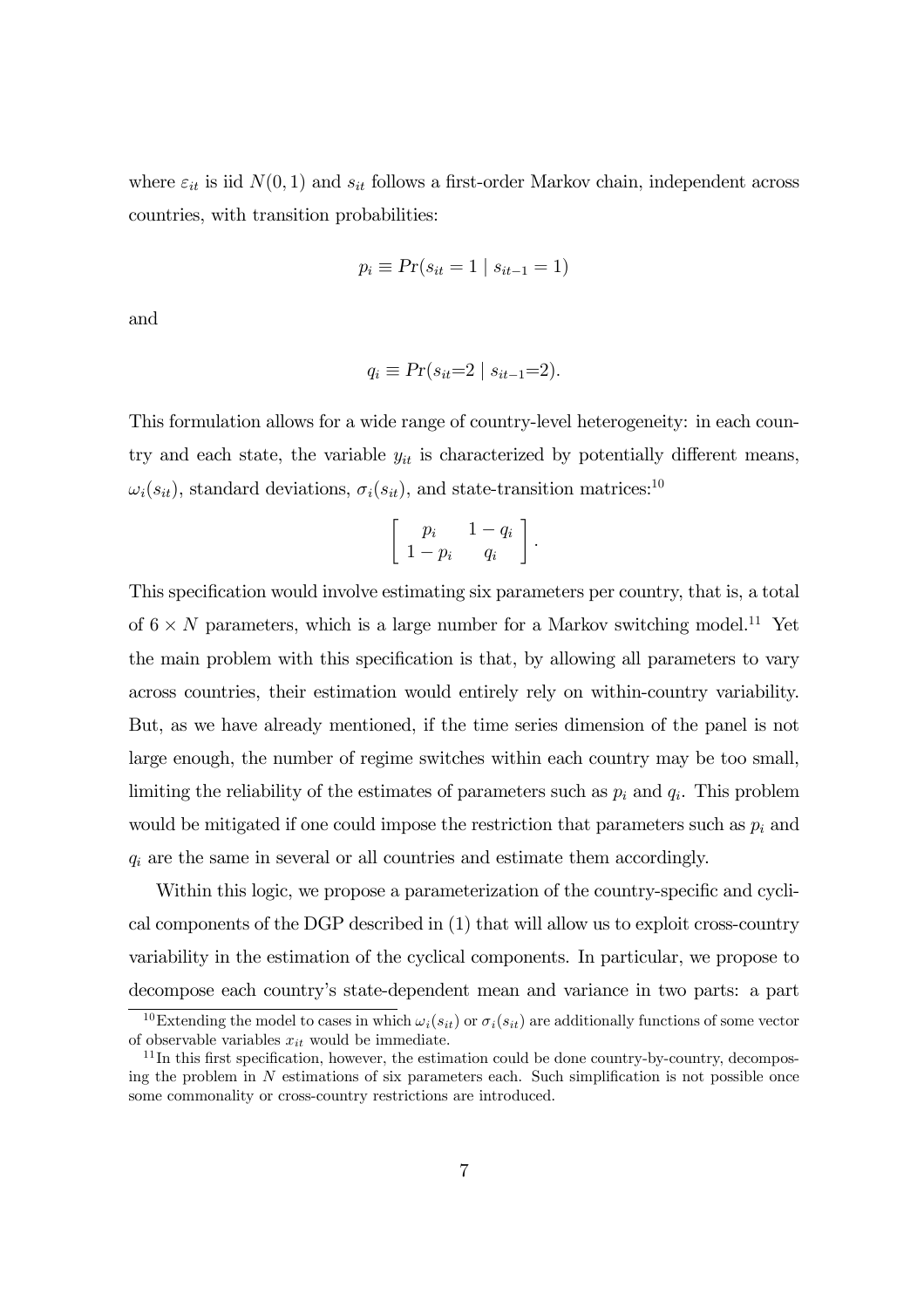where $\varepsilon_{it}$ is iid $N(0,1)$ and $s_{it}$ follows a first-order Markov chain, independent across countries, with transition probabilities:

$$p_i \equiv Pr(s_{it} = 1 \mid s_{it-1} = 1)$$

and

$$q_i \equiv Pr(s_{it}=2 \mid s_{it-1}=2).$$

This formulation allows for a wide range of country-level heterogeneity: in each country and each state, the variable $y_{it}$ is characterized by potentially different means, $\omega_i(s_{it})$, standard deviations, $\sigma_i(s_{it})$, and state-transition matrices:[10]

$$\begin{bmatrix} p_i & 1-q_i \\ 1-p_i & q_i \end{bmatrix}.$$

This specification would involve estimating six parameters per country, that is, a total of $6 \times N$ parameters, which is a large number for a Markov switching model.[11] Yet the main problem with this specification is that, by allowing all parameters to vary across countries, their estimation would entirely rely on within-country variability. But, as we have already mentioned, if the time series dimension of the panel is not large enough, the number of regime switches within each country may be too small, limiting the reliability of the estimates of parameters such as $p_i$ and $q_i$. This problem would be mitigated if one could impose the restriction that parameters such as $p_i$ and $q_i$ are the same in several or all countries and estimate them accordingly.

Within this logic, we propose a parameterization of the country-specific and cyclical components of the DGP described in (1) that will allow us to exploit cross-country variability in the estimation of the cyclical components. In particular, we propose to decompose each country's state-dependent mean and variance in two parts: a part

[10] Extending the model to cases in which $\omega_i(s_{it})$ or $\sigma_i(s_{it})$ are additionally functions of some vector of observable variables $x_{it}$ would be immediate.

[11] In this first specification, however, the estimation could be done country-by-country, decomposing the problem in $N$ estimations of six parameters each. Such simplification is not possible once some commonality or cross-country restrictions are introduced.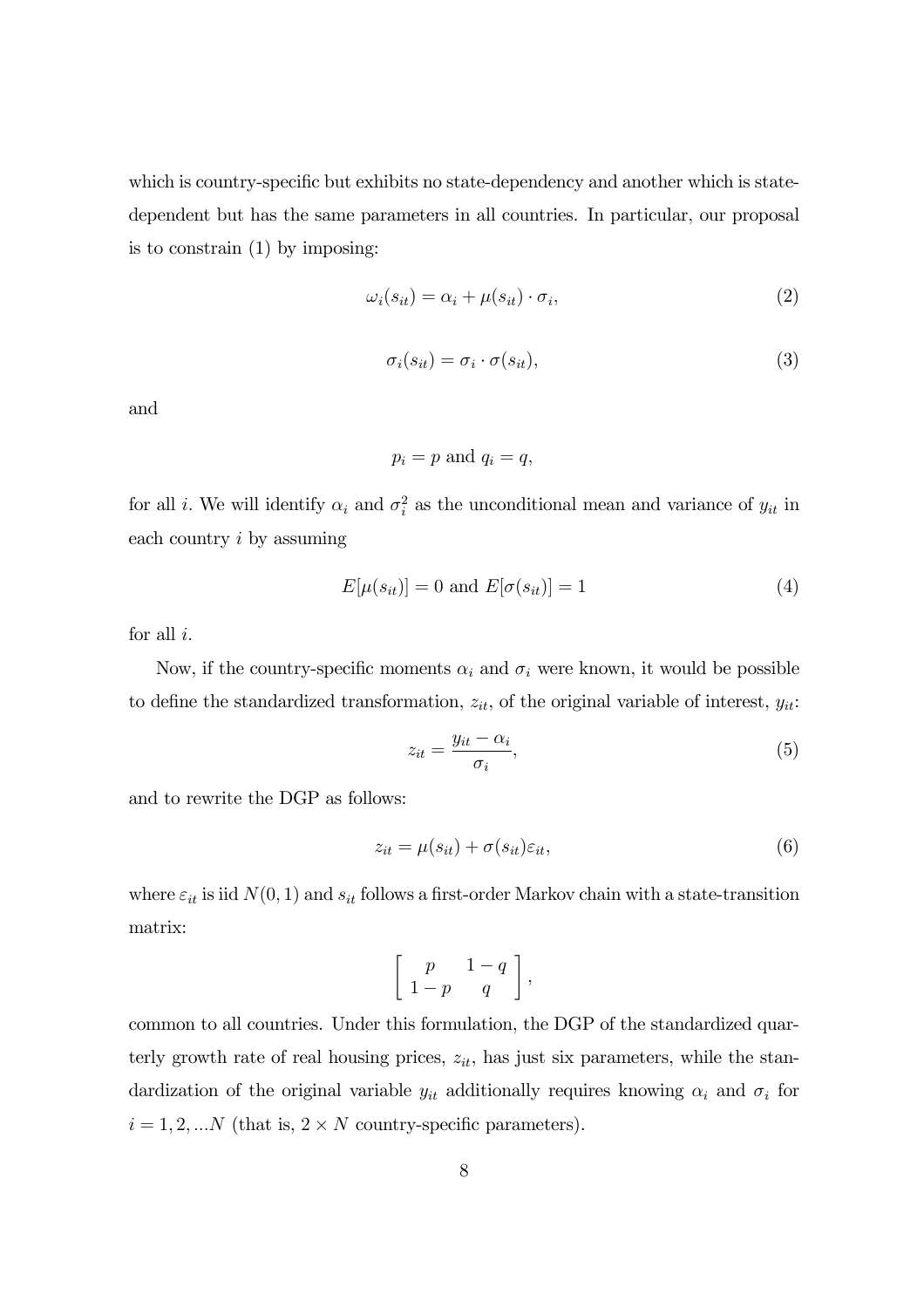which is country-specific but exhibits no state-dependency and another which is state-dependent but has the same parameters in all countries. In particular, our proposal is to constrain (1) by imposing:

$$\omega_i(s_{it}) = \alpha_i + \mu(s_{it}) \cdot \sigma_i, \tag{2}$$

$$\sigma_i(s_{it}) = \sigma_i \cdot \sigma(s_{it}), \tag{3}$$

and

$$p_i = p \text{ and } q_i = q,$$

for all $i$. We will identify $\alpha_i$ and $\sigma_i^2$ as the unconditional mean and variance of $y_{it}$ in each country $i$ by assuming

$$E[\mu(s_{it})] = 0 \text{ and } E[\sigma(s_{it})] = 1 \tag{4}$$

for all $i$.

Now, if the country-specific moments $\alpha_i$ and $\sigma_i$ were known, it would be possible to define the standardized transformation, $z_{it}$, of the original variable of interest, $y_{it}$:

$$z_{it} = \frac{y_{it} - \alpha_i}{\sigma_i}, \tag{5}$$

and to rewrite the DGP as follows:

$$z_{it} = \mu(s_{it}) + \sigma(s_{it})\varepsilon_{it}, \tag{6}$$

where $\varepsilon_{it}$ is iid $N(0, 1)$ and $s_{it}$ follows a first-order Markov chain with a state-transition matrix:

$$\begin{bmatrix} p & 1-q \\ 1-p & q \end{bmatrix},$$

common to all countries. Under this formulation, the DGP of the standardized quarterly growth rate of real housing prices, $z_{it}$, has just six parameters, while the standardization of the original variable $y_{it}$ additionally requires knowing $\alpha_i$ and $\sigma_i$ for $i = 1, 2, ...N$ (that is, $2 \times N$ country-specific parameters).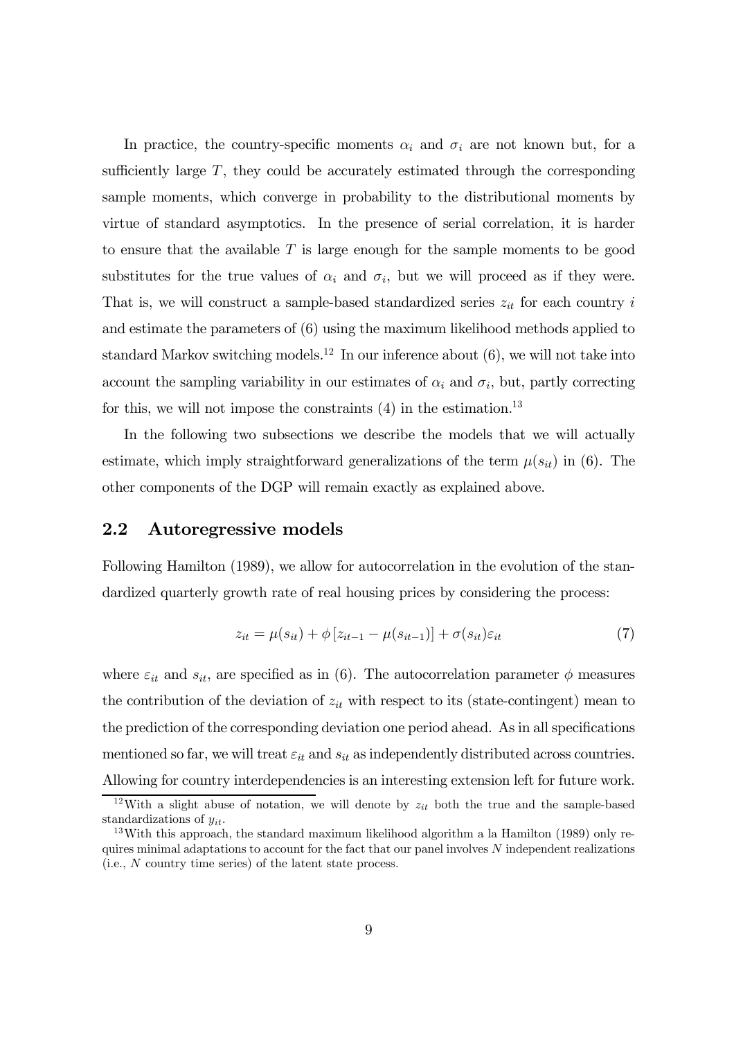In practice, the country-specific moments $\alpha_i$ and $\sigma_i$ are not known but, for a sufficiently large $T$, they could be accurately estimated through the corresponding sample moments, which converge in probability to the distributional moments by virtue of standard asymptotics. In the presence of serial correlation, it is harder to ensure that the available $T$ is large enough for the sample moments to be good substitutes for the true values of $\alpha_i$ and $\sigma_i$, but we will proceed as if they were. That is, we will construct a sample-based standardized series $z_{it}$ for each country $i$ and estimate the parameters of (6) using the maximum likelihood methods applied to standard Markov switching models.[12] In our inference about (6), we will not take into account the sampling variability in our estimates of $\alpha_i$ and $\sigma_i$, but, partly correcting for this, we will not impose the constraints (4) in the estimation.[13]

In the following two subsections we describe the models that we will actually estimate, which imply straightforward generalizations of the term $\mu(s_{it})$ in (6). The other components of the DGP will remain exactly as explained above.

## 2.2 Autoregressive models

Following Hamilton (1989), we allow for autocorrelation in the evolution of the standardized quarterly growth rate of real housing prices by considering the process:

$$z_{it} = \mu(s_{it}) + \phi\left[z_{it-1} - \mu(s_{it-1})\right] + \sigma(s_{it})\varepsilon_{it} \tag{7}$$

where $\varepsilon_{it}$ and $s_{it}$, are specified as in (6). The autocorrelation parameter $\phi$ measures the contribution of the deviation of $z_{it}$ with respect to its (state-contingent) mean to the prediction of the corresponding deviation one period ahead. As in all specifications mentioned so far, we will treat $\varepsilon_{it}$ and $s_{it}$ as independently distributed across countries. Allowing for country interdependencies is an interesting extension left for future work.

[12] With a slight abuse of notation, we will denote by $z_{it}$ both the true and the sample-based standardizations of $y_{it}$.

[13] With this approach, the standard maximum likelihood algorithm a la Hamilton (1989) only requires minimal adaptations to account for the fact that our panel involves $N$ independent realizations (i.e., $N$ country time series) of the latent state process.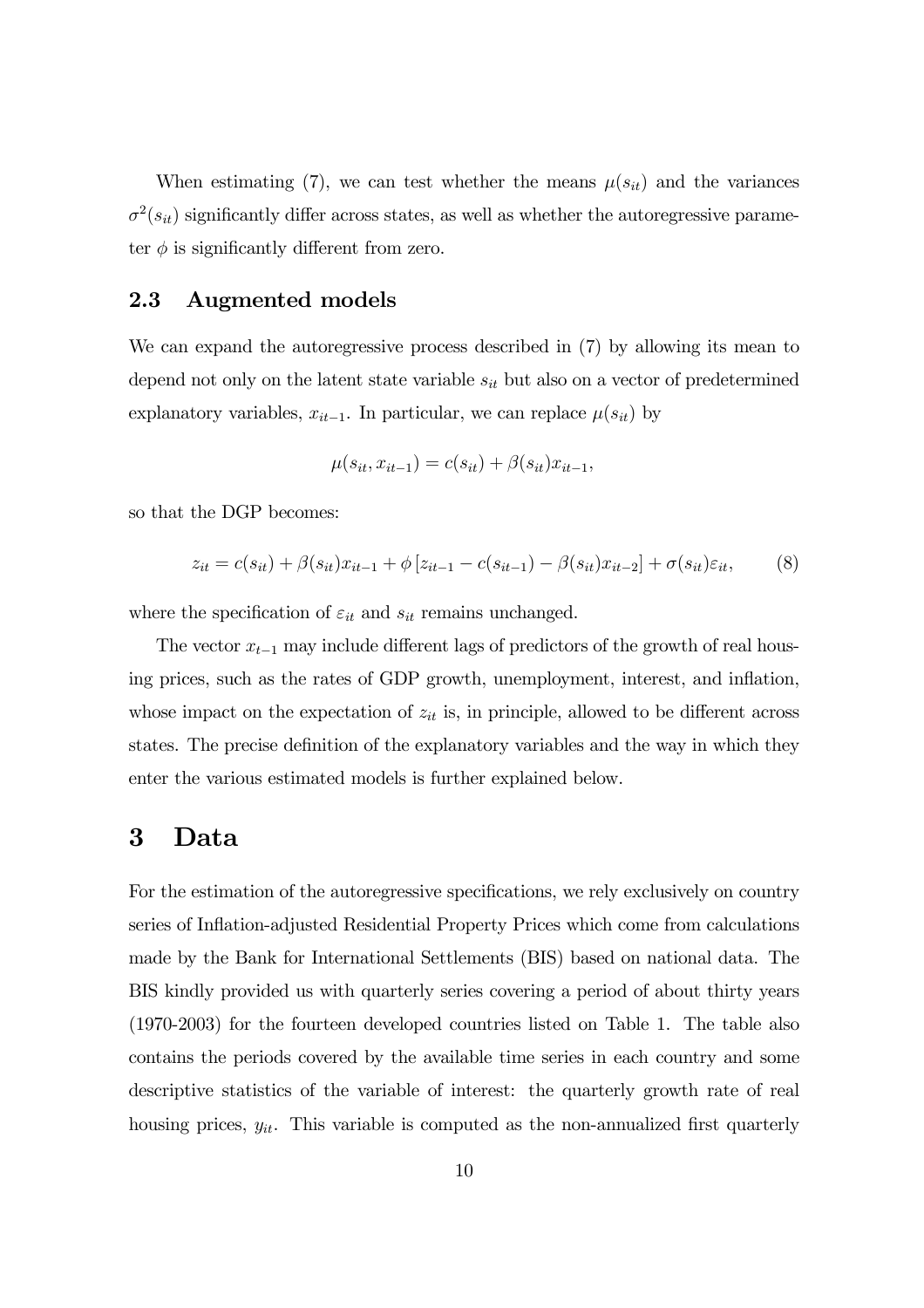When estimating (7), we can test whether the means $\mu(s_{it})$ and the variances $\sigma^2(s_{it})$ significantly differ across states, as well as whether the autoregressive parameter $\phi$ is significantly different from zero.

### 2.3 Augmented models

We can expand the autoregressive process described in (7) by allowing its mean to depend not only on the latent state variable $s_{it}$ but also on a vector of predetermined explanatory variables, $x_{it-1}$. In particular, we can replace $\mu(s_{it})$ by

$$\mu(s_{it}, x_{it-1}) = c(s_{it}) + \beta(s_{it})x_{it-1},$$

so that the DGP becomes:

$$z_{it} = c(s_{it}) + \beta(s_{it})x_{it-1} + \phi\left[z_{it-1} - c(s_{it-1}) - \beta(s_{it})x_{it-2}\right] + \sigma(s_{it})\varepsilon_{it}, \tag{8}$$

where the specification of $\varepsilon_{it}$ and $s_{it}$ remains unchanged.

The vector $x_{t-1}$ may include different lags of predictors of the growth of real housing prices, such as the rates of GDP growth, unemployment, interest, and inflation, whose impact on the expectation of $z_{it}$ is, in principle, allowed to be different across states. The precise definition of the explanatory variables and the way in which they enter the various estimated models is further explained below.

## 3 Data

For the estimation of the autoregressive specifications, we rely exclusively on country series of Inflation-adjusted Residential Property Prices which come from calculations made by the Bank for International Settlements (BIS) based on national data. The BIS kindly provided us with quarterly series covering a period of about thirty years (1970-2003) for the fourteen developed countries listed on Table 1. The table also contains the periods covered by the available time series in each country and some descriptive statistics of the variable of interest: the quarterly growth rate of real housing prices, $y_{it}$. This variable is computed as the non-annualized first quarterly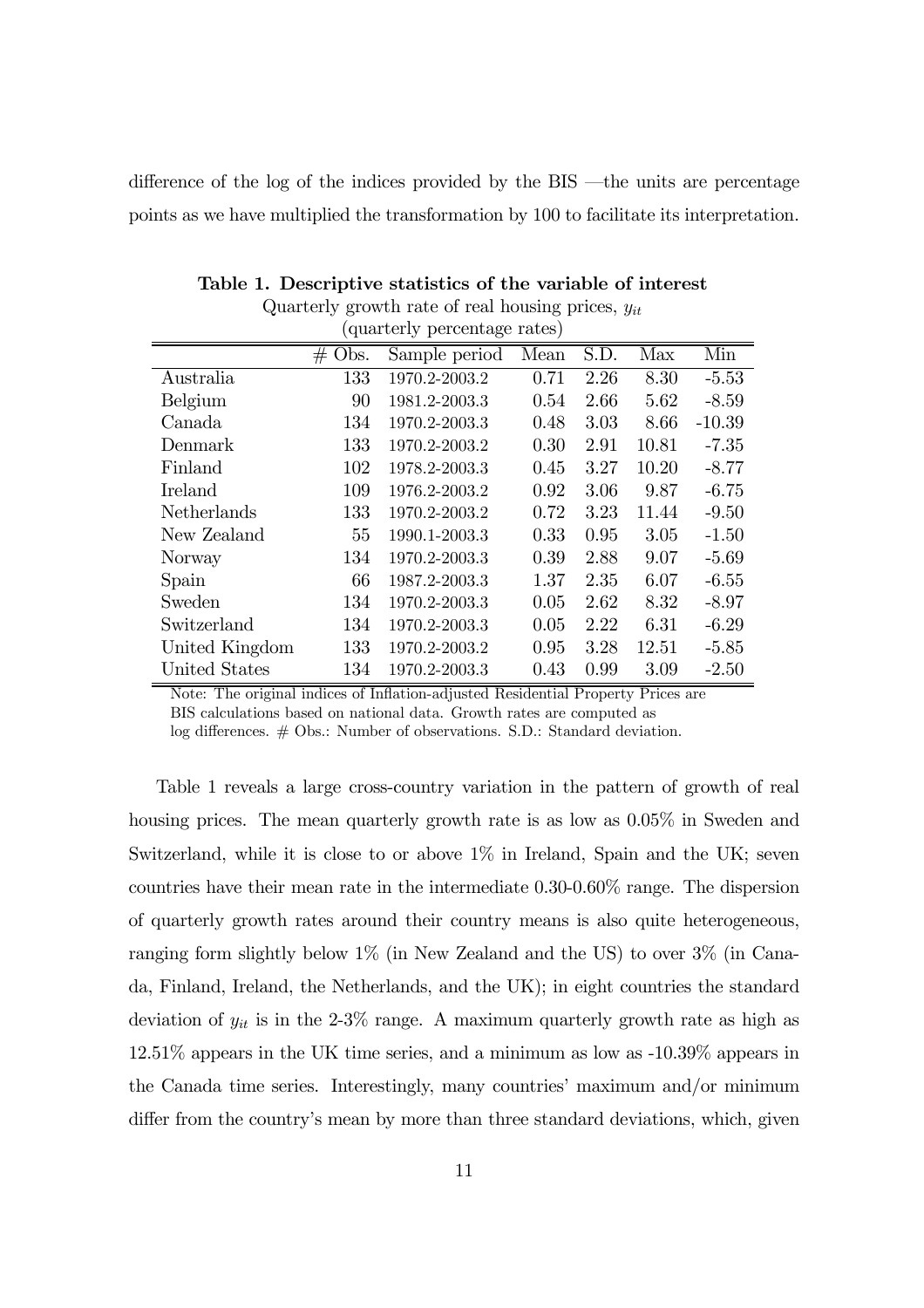difference of the log of the indices provided by the BIS —the units are percentage points as we have multiplied the transformation by 100 to facilitate its interpretation.

**Table 1. Descriptive statistics of the variable of interest**

Quarterly growth rate of real housing prices, $y_{it}$

(quarterly percentage rates)

| | # Obs. | Sample period | Mean | S.D. | Max | Min |
|---|---|---|---|---|---|---|
| Australia | 133 | 1970.2-2003.2 | 0.71 | 2.26 | 8.30 | -5.53 |
| Belgium | 90 | 1981.2-2003.3 | 0.54 | 2.66 | 5.62 | -8.59 |
| Canada | 134 | 1970.2-2003.3 | 0.48 | 3.03 | 8.66 | -10.39 |
| Denmark | 133 | 1970.2-2003.2 | 0.30 | 2.91 | 10.81 | -7.35 |
| Finland | 102 | 1978.2-2003.3 | 0.45 | 3.27 | 10.20 | -8.77 |
| Ireland | 109 | 1976.2-2003.2 | 0.92 | 3.06 | 9.87 | -6.75 |
| Netherlands | 133 | 1970.2-2003.2 | 0.72 | 3.23 | 11.44 | -9.50 |
| New Zealand | 55 | 1990.1-2003.3 | 0.33 | 0.95 | 3.05 | -1.50 |
| Norway | 134 | 1970.2-2003.3 | 0.39 | 2.88 | 9.07 | -5.69 |
| Spain | 66 | 1987.2-2003.3 | 1.37 | 2.35 | 6.07 | -6.55 |
| Sweden | 134 | 1970.2-2003.3 | 0.05 | 2.62 | 8.32 | -8.97 |
| Switzerland | 134 | 1970.2-2003.3 | 0.05 | 2.22 | 6.31 | -6.29 |
| United Kingdom | 133 | 1970.2-2003.2 | 0.95 | 3.28 | 12.51 | -5.85 |
| United States | 134 | 1970.2-2003.3 | 0.43 | 0.99 | 3.09 | -2.50 |

Note: The original indices of Inflation-adjusted Residential Property Prices are BIS calculations based on national data. Growth rates are computed as log differences. # Obs.: Number of observations. S.D.: Standard deviation.

Table 1 reveals a large cross-country variation in the pattern of growth of real housing prices. The mean quarterly growth rate is as low as 0.05% in Sweden and Switzerland, while it is close to or above 1% in Ireland, Spain and the UK; seven countries have their mean rate in the intermediate 0.30-0.60% range. The dispersion of quarterly growth rates around their country means is also quite heterogeneous, ranging form slightly below 1% (in New Zealand and the US) to over 3% (in Canada, Finland, Ireland, the Netherlands, and the UK); in eight countries the standard deviation of $y_{it}$ is in the 2-3% range. A maximum quarterly growth rate as high as 12.51% appears in the UK time series, and a minimum as low as -10.39% appears in the Canada time series. Interestingly, many countries' maximum and/or minimum differ from the country's mean by more than three standard deviations, which, given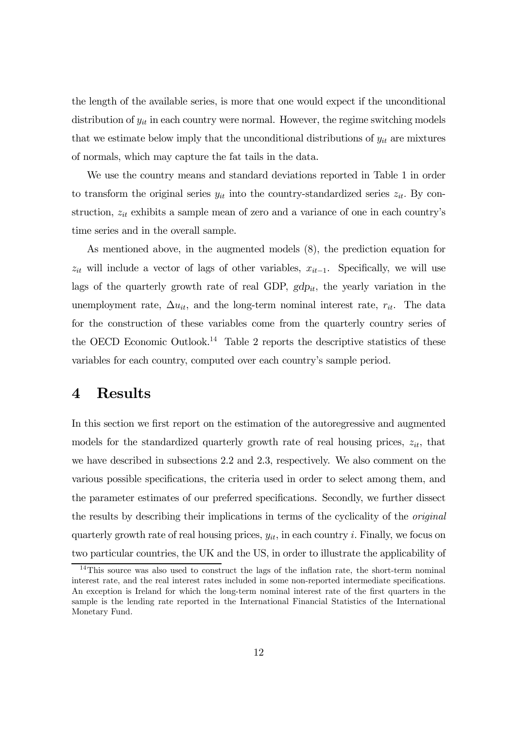the length of the available series, is more that one would expect if the unconditional distribution of $y_{it}$ in each country were normal. However, the regime switching models that we estimate below imply that the unconditional distributions of $y_{it}$ are mixtures of normals, which may capture the fat tails in the data.

We use the country means and standard deviations reported in Table 1 in order to transform the original series $y_{it}$ into the country-standardized series $z_{it}$. By construction, $z_{it}$ exhibits a sample mean of zero and a variance of one in each country's time series and in the overall sample.

As mentioned above, in the augmented models (8), the prediction equation for $z_{it}$ will include a vector of lags of other variables, $x_{it-1}$. Specifically, we will use lags of the quarterly growth rate of real GDP, $gdp_{it}$, the yearly variation in the unemployment rate, $\Delta u_{it}$, and the long-term nominal interest rate, $r_{it}$. The data for the construction of these variables come from the quarterly country series of the OECD Economic Outlook.[14] Table 2 reports the descriptive statistics of these variables for each country, computed over each country's sample period.

# 4 Results

In this section we first report on the estimation of the autoregressive and augmented models for the standardized quarterly growth rate of real housing prices, $z_{it}$, that we have described in subsections 2.2 and 2.3, respectively. We also comment on the various possible specifications, the criteria used in order to select among them, and the parameter estimates of our preferred specifications. Secondly, we further dissect the results by describing their implications in terms of the cyclicality of the *original* quarterly growth rate of real housing prices, $y_{it}$, in each country $i$. Finally, we focus on two particular countries, the UK and the US, in order to illustrate the applicability of

[14] This source was also used to construct the lags of the inflation rate, the short-term nominal interest rate, and the real interest rates included in some non-reported intermediate specifications. An exception is Ireland for which the long-term nominal interest rate of the first quarters in the sample is the lending rate reported in the International Financial Statistics of the International Monetary Fund.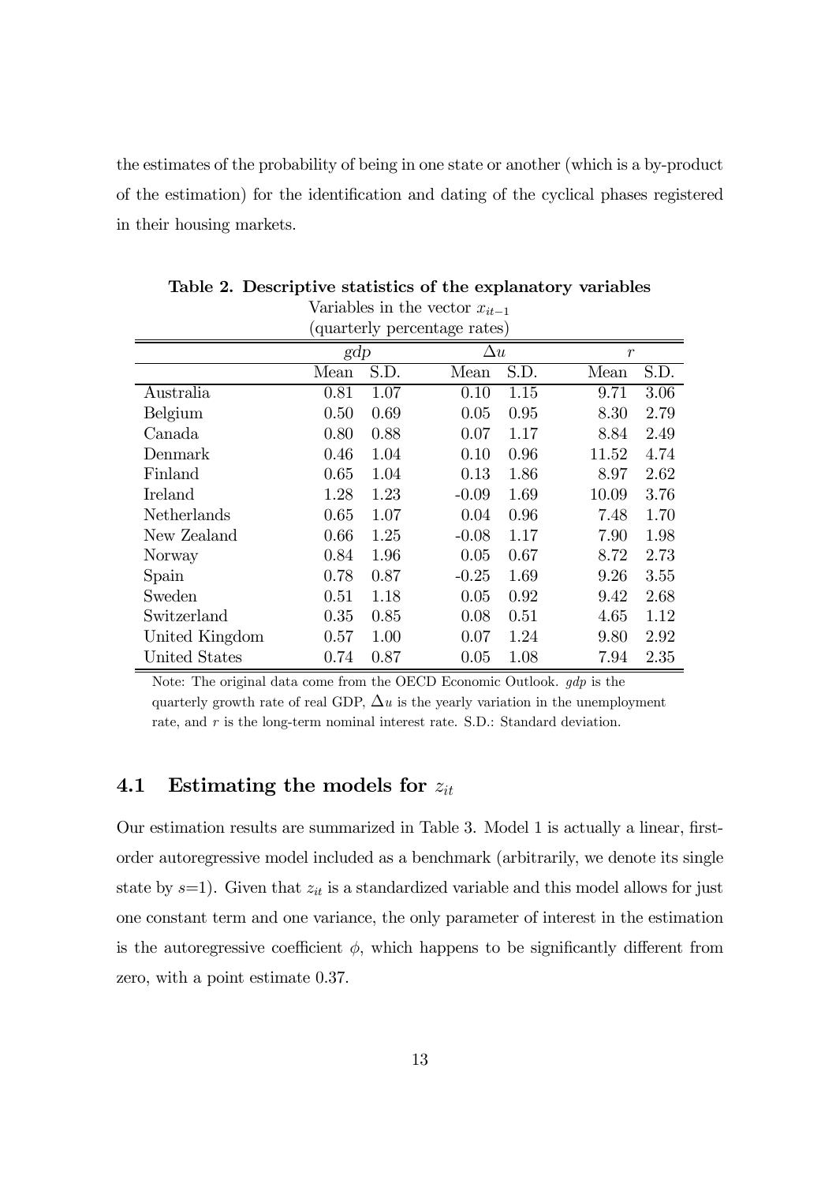the estimates of the probability of being in one state or another (which is a by-product of the estimation) for the identification and dating of the cyclical phases registered in their housing markets.

**Table 2. Descriptive statistics of the explanatory variables**
Variables in the vector $x_{it-1}$
(quarterly percentage rates)

| | $gdp$ | | $\Delta u$ | | $r$ | |
|---|---|---|---|---|---|---|
| | Mean | S.D. | Mean | S.D. | Mean | S.D. |
| Australia | 0.81 | 1.07 | 0.10 | 1.15 | 9.71 | 3.06 |
| Belgium | 0.50 | 0.69 | 0.05 | 0.95 | 8.30 | 2.79 |
| Canada | 0.80 | 0.88 | 0.07 | 1.17 | 8.84 | 2.49 |
| Denmark | 0.46 | 1.04 | 0.10 | 0.96 | 11.52 | 4.74 |
| Finland | 0.65 | 1.04 | 0.13 | 1.86 | 8.97 | 2.62 |
| Ireland | 1.28 | 1.23 | -0.09 | 1.69 | 10.09 | 3.76 |
| Netherlands | 0.65 | 1.07 | 0.04 | 0.96 | 7.48 | 1.70 |
| New Zealand | 0.66 | 1.25 | -0.08 | 1.17 | 7.90 | 1.98 |
| Norway | 0.84 | 1.96 | 0.05 | 0.67 | 8.72 | 2.73 |
| Spain | 0.78 | 0.87 | -0.25 | 1.69 | 9.26 | 3.55 |
| Sweden | 0.51 | 1.18 | 0.05 | 0.92 | 9.42 | 2.68 |
| Switzerland | 0.35 | 0.85 | 0.08 | 0.51 | 4.65 | 1.12 |
| United Kingdom | 0.57 | 1.00 | 0.07 | 1.24 | 9.80 | 2.92 |
| United States | 0.74 | 0.87 | 0.05 | 1.08 | 7.94 | 2.35 |

Note: The original data come from the OECD Economic Outlook. $gdp$ is the quarterly growth rate of real GDP, $\Delta u$ is the yearly variation in the unemployment rate, and $r$ is the long-term nominal interest rate. S.D.: Standard deviation.

## 4.1 Estimating the models for $z_{it}$

Our estimation results are summarized in Table 3. Model 1 is actually a linear, first-order autoregressive model included as a benchmark (arbitrarily, we denote its single state by $s$=1). Given that $z_{it}$ is a standardized variable and this model allows for just one constant term and one variance, the only parameter of interest in the estimation is the autoregressive coefficient $\phi$, which happens to be significantly different from zero, with a point estimate 0.37.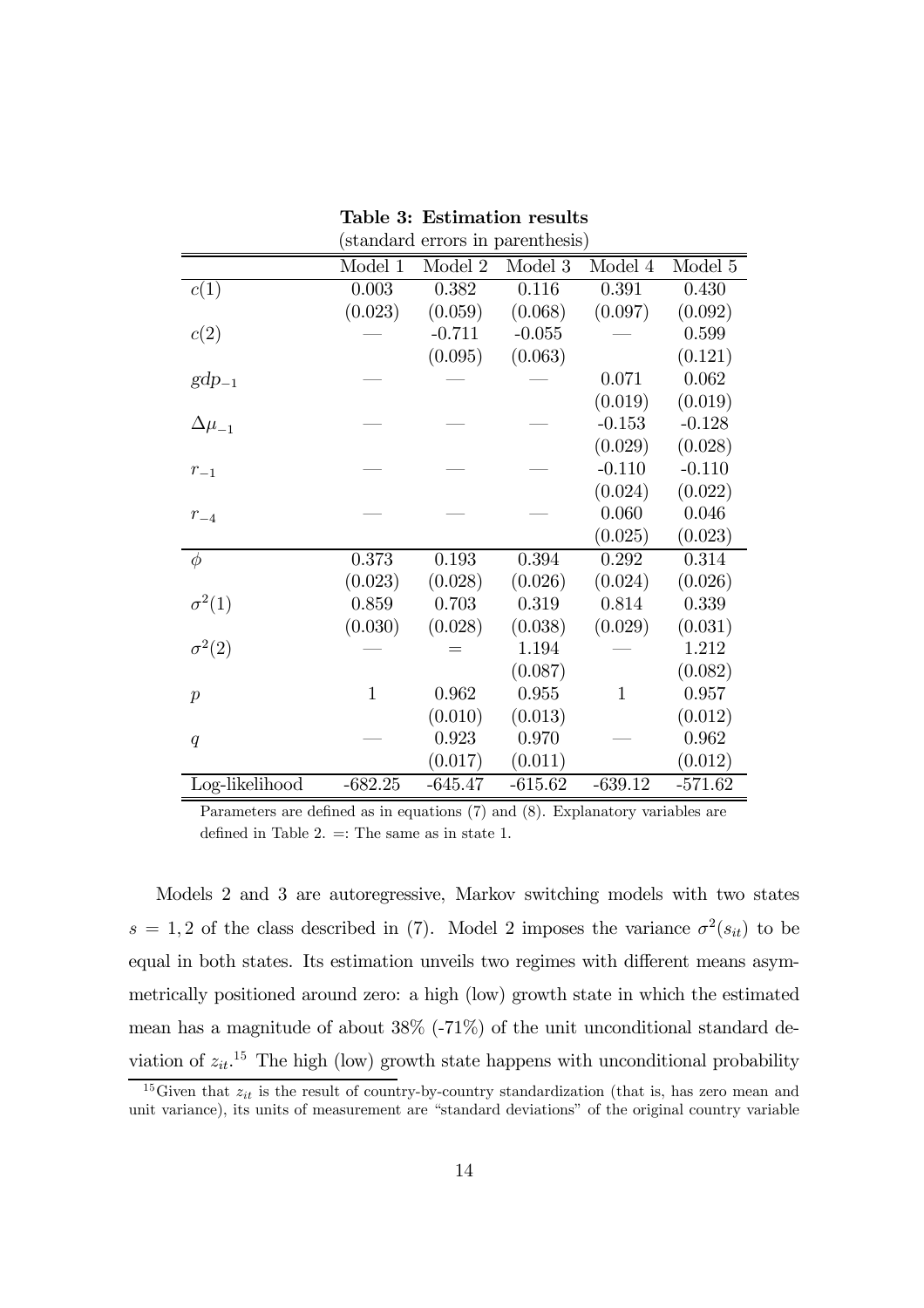**Table 3: Estimation results**
(standard errors in parenthesis)

| | Model 1 | Model 2 | Model 3 | Model 4 | Model 5 |
|---|---|---|---|---|---|
| $c(1)$ | 0.003 | 0.382 | 0.116 | 0.391 | 0.430 |
| | (0.023) | (0.059) | (0.068) | (0.097) | (0.092) |
| $c(2)$ | — | -0.711 | -0.055 | — | 0.599 |
| | | (0.095) | (0.063) | | (0.121) |
| $gdp_{-1}$ | — | — | — | 0.071 | 0.062 |
| | | | | (0.019) | (0.019) |
| $\Delta\mu_{-1}$ | — | — | — | -0.153 | -0.128 |
| | | | | (0.029) | (0.028) |
| $r_{-1}$ | — | — | — | -0.110 | -0.110 |
| | | | | (0.024) | (0.022) |
| $r_{-4}$ | — | — | — | 0.060 | 0.046 |
| | | | | (0.025) | (0.023) |
| $\phi$ | 0.373 | 0.193 | 0.394 | 0.292 | 0.314 |
| | (0.023) | (0.028) | (0.026) | (0.024) | (0.026) |
| $\sigma^2(1)$ | 0.859 | 0.703 | 0.319 | 0.814 | 0.339 |
| | (0.030) | (0.028) | (0.038) | (0.029) | (0.031) |
| $\sigma^2(2)$ | — | = | 1.194 | — | 1.212 |
| | | | (0.087) | | (0.082) |
| $p$ | 1 | 0.962 | 0.955 | 1 | 0.957 |
| | | (0.010) | (0.013) | | (0.012) |
| $q$ | — | 0.923 | 0.970 | — | 0.962 |
| | | (0.017) | (0.011) | | (0.012) |
| Log-likelihood | -682.25 | -645.47 | -615.62 | -639.12 | -571.62 |

Parameters are defined as in equations (7) and (8). Explanatory variables are defined in Table 2. =: The same as in state 1.

Models 2 and 3 are autoregressive, Markov switching models with two states $s = 1, 2$ of the class described in (7). Model 2 imposes the variance $\sigma^2(s_{it})$ to be equal in both states. Its estimation unveils two regimes with different means asymmetrically positioned around zero: a high (low) growth state in which the estimated mean has a magnitude of about 38% (-71%) of the unit unconditional standard deviation of $z_{it}$.[15] The high (low) growth state happens with unconditional probability

[15] Given that $z_{it}$ is the result of country-by-country standardization (that is, has zero mean and unit variance), its units of measurement are "standard deviations" of the original country variable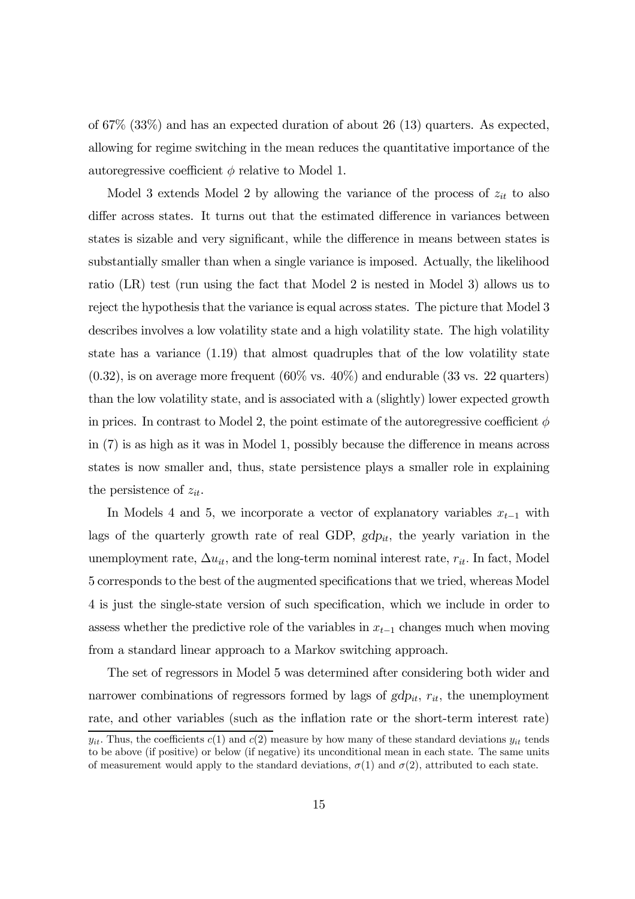of 67% (33%) and has an expected duration of about 26 (13) quarters. As expected, allowing for regime switching in the mean reduces the quantitative importance of the autoregressive coefficient $\phi$ relative to Model 1.

Model 3 extends Model 2 by allowing the variance of the process of $z_{it}$ to also differ across states. It turns out that the estimated difference in variances between states is sizable and very significant, while the difference in means between states is substantially smaller than when a single variance is imposed. Actually, the likelihood ratio (LR) test (run using the fact that Model 2 is nested in Model 3) allows us to reject the hypothesis that the variance is equal across states. The picture that Model 3 describes involves a low volatility state and a high volatility state. The high volatility state has a variance (1.19) that almost quadruples that of the low volatility state (0.32), is on average more frequent (60% vs. 40%) and endurable (33 vs. 22 quarters) than the low volatility state, and is associated with a (slightly) lower expected growth in prices. In contrast to Model 2, the point estimate of the autoregressive coefficient $\phi$ in (7) is as high as it was in Model 1, possibly because the difference in means across states is now smaller and, thus, state persistence plays a smaller role in explaining the persistence of $z_{it}$.

In Models 4 and 5, we incorporate a vector of explanatory variables $x_{t-1}$ with lags of the quarterly growth rate of real GDP, $gdp_{it}$, the yearly variation in the unemployment rate, $\Delta u_{it}$, and the long-term nominal interest rate, $r_{it}$. In fact, Model 5 corresponds to the best of the augmented specifications that we tried, whereas Model 4 is just the single-state version of such specification, which we include in order to assess whether the predictive role of the variables in $x_{t-1}$ changes much when moving from a standard linear approach to a Markov switching approach.

The set of regressors in Model 5 was determined after considering both wider and narrower combinations of regressors formed by lags of $gdp_{it}$, $r_{it}$, the unemployment rate, and other variables (such as the inflation rate or the short-term interest rate)

$y_{it}$. Thus, the coefficients $c(1)$ and $c(2)$ measure by how many of these standard deviations $y_{it}$ tends to be above (if positive) or below (if negative) its unconditional mean in each state. The same units of measurement would apply to the standard deviations, $\sigma(1)$ and $\sigma(2)$, attributed to each state.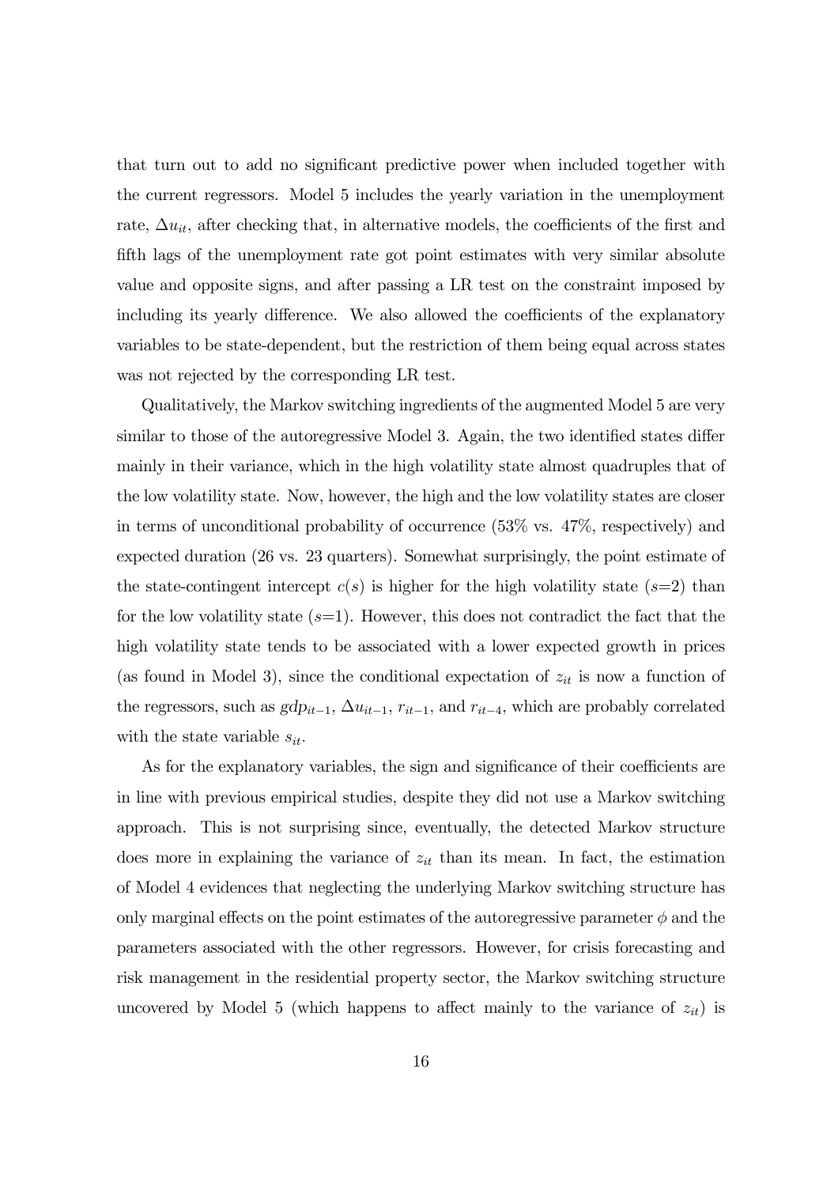that turn out to add no significant predictive power when included together with the current regressors. Model 5 includes the yearly variation in the unemployment rate, $\Delta u_{it}$, after checking that, in alternative models, the coefficients of the first and fifth lags of the unemployment rate got point estimates with very similar absolute value and opposite signs, and after passing a LR test on the constraint imposed by including its yearly difference. We also allowed the coefficients of the explanatory variables to be state-dependent, but the restriction of them being equal across states was not rejected by the corresponding LR test.

Qualitatively, the Markov switching ingredients of the augmented Model 5 are very similar to those of the autoregressive Model 3. Again, the two identified states differ mainly in their variance, which in the high volatility state almost quadruples that of the low volatility state. Now, however, the high and the low volatility states are closer in terms of unconditional probability of occurrence (53% vs. 47%, respectively) and expected duration (26 vs. 23 quarters). Somewhat surprisingly, the point estimate of the state-contingent intercept $c(s)$ is higher for the high volatility state ($s$=2) than for the low volatility state ($s$=1). However, this does not contradict the fact that the high volatility state tends to be associated with a lower expected growth in prices (as found in Model 3), since the conditional expectation of $z_{it}$ is now a function of the regressors, such as $gdp_{it-1}$, $\Delta u_{it-1}$, $r_{it-1}$, and $r_{it-4}$, which are probably correlated with the state variable $s_{it}$.

As for the explanatory variables, the sign and significance of their coefficients are in line with previous empirical studies, despite they did not use a Markov switching approach. This is not surprising since, eventually, the detected Markov structure does more in explaining the variance of $z_{it}$ than its mean. In fact, the estimation of Model 4 evidences that neglecting the underlying Markov switching structure has only marginal effects on the point estimates of the autoregressive parameter $\phi$ and the parameters associated with the other regressors. However, for crisis forecasting and risk management in the residential property sector, the Markov switching structure uncovered by Model 5 (which happens to affect mainly to the variance of $z_{it}$) is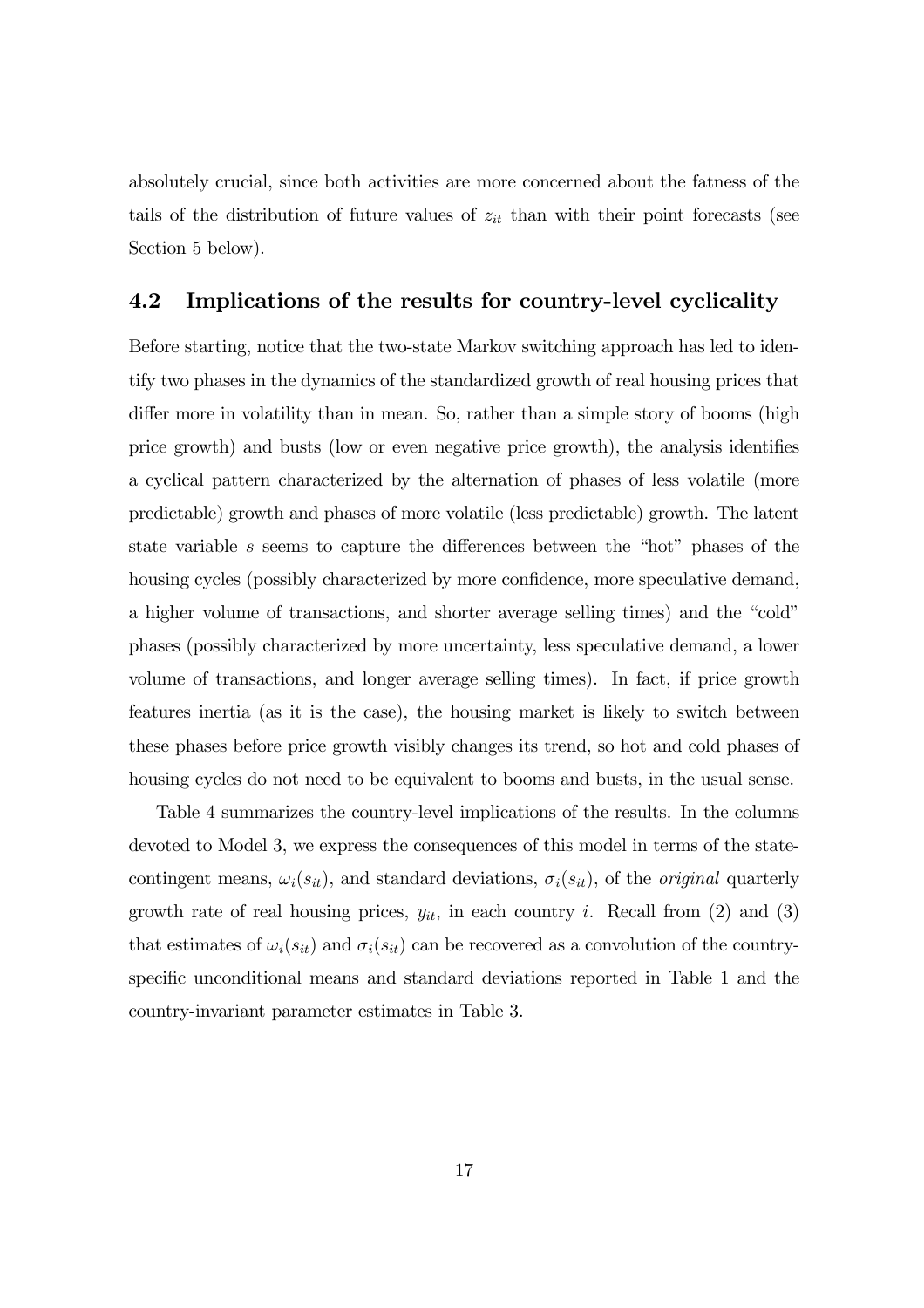absolutely crucial, since both activities are more concerned about the fatness of the tails of the distribution of future values of $z_{it}$ than with their point forecasts (see Section 5 below).

## 4.2 Implications of the results for country-level cyclicality

Before starting, notice that the two-state Markov switching approach has led to identify two phases in the dynamics of the standardized growth of real housing prices that differ more in volatility than in mean. So, rather than a simple story of booms (high price growth) and busts (low or even negative price growth), the analysis identifies a cyclical pattern characterized by the alternation of phases of less volatile (more predictable) growth and phases of more volatile (less predictable) growth. The latent state variable $s$ seems to capture the differences between the "hot" phases of the housing cycles (possibly characterized by more confidence, more speculative demand, a higher volume of transactions, and shorter average selling times) and the "cold" phases (possibly characterized by more uncertainty, less speculative demand, a lower volume of transactions, and longer average selling times). In fact, if price growth features inertia (as it is the case), the housing market is likely to switch between these phases before price growth visibly changes its trend, so hot and cold phases of housing cycles do not need to be equivalent to booms and busts, in the usual sense.

Table 4 summarizes the country-level implications of the results. In the columns devoted to Model 3, we express the consequences of this model in terms of the state-contingent means, $\omega_i(s_{it})$, and standard deviations, $\sigma_i(s_{it})$, of the *original* quarterly growth rate of real housing prices, $y_{it}$, in each country $i$. Recall from (2) and (3) that estimates of $\omega_i(s_{it})$ and $\sigma_i(s_{it})$ can be recovered as a convolution of the country-specific unconditional means and standard deviations reported in Table 1 and the country-invariant parameter estimates in Table 3.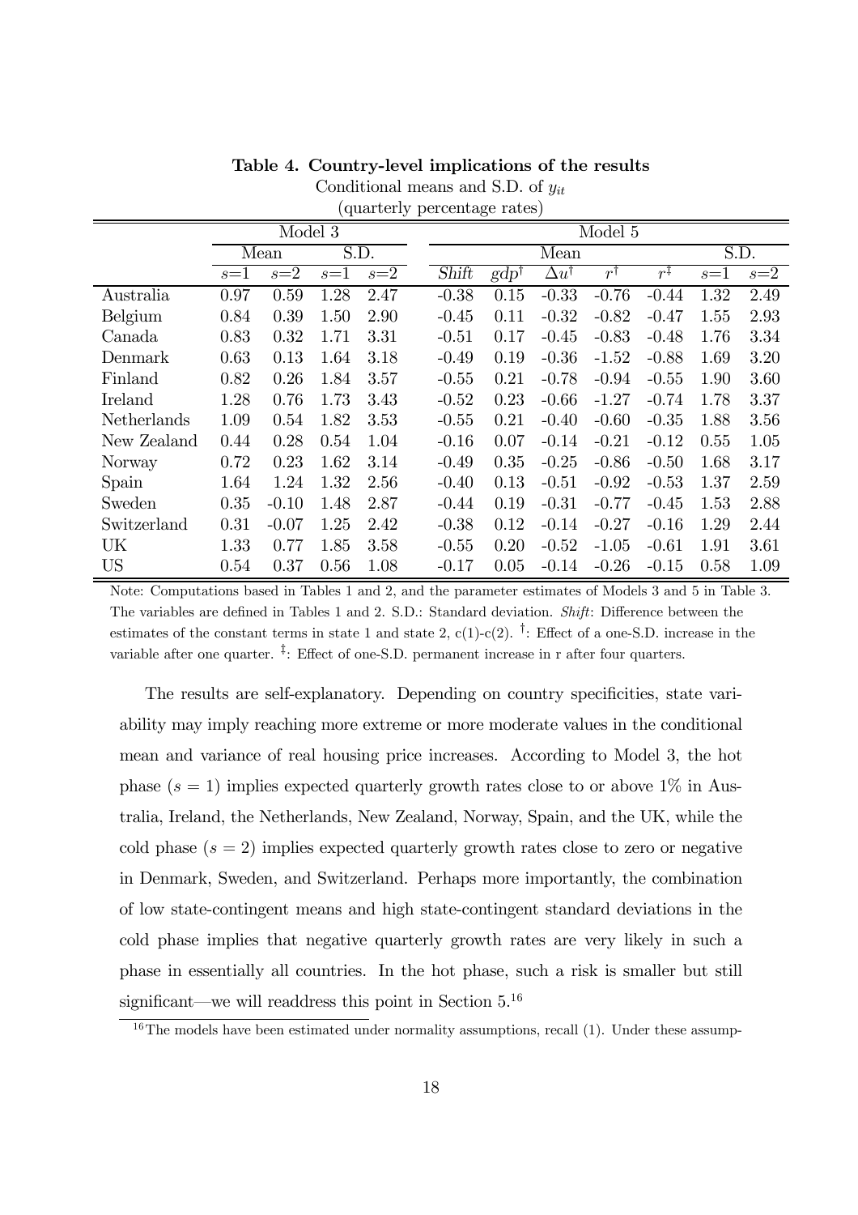**Table 4. Country-level implications of the results**

Conditional means and S.D. of $y_{it}$

(quarterly percentage rates)

| | Model 3 | | | | Model 5 | | | | | | |
|---|---|---|---|---|---|---|---|---|---|---|---|
| | Mean | | S.D. | | Mean | | | | | S.D. | |
| | $s$=1 | $s$=2 | $s$=1 | $s$=2 | *Shift* | $gdp^{\dagger}$ | $\Delta u^{\dagger}$ | $r^{\dagger}$ | $r^{\ddagger}$ | $s$=1 | $s$=2 |
| Australia | 0.97 | 0.59 | 1.28 | 2.47 | -0.38 | 0.15 | -0.33 | -0.76 | -0.44 | 1.32 | 2.49 |
| Belgium | 0.84 | 0.39 | 1.50 | 2.90 | -0.45 | 0.11 | -0.32 | -0.82 | -0.47 | 1.55 | 2.93 |
| Canada | 0.83 | 0.32 | 1.71 | 3.31 | -0.51 | 0.17 | -0.45 | -0.83 | -0.48 | 1.76 | 3.34 |
| Denmark | 0.63 | 0.13 | 1.64 | 3.18 | -0.49 | 0.19 | -0.36 | -1.52 | -0.88 | 1.69 | 3.20 |
| Finland | 0.82 | 0.26 | 1.84 | 3.57 | -0.55 | 0.21 | -0.78 | -0.94 | -0.55 | 1.90 | 3.60 |
| Ireland | 1.28 | 0.76 | 1.73 | 3.43 | -0.52 | 0.23 | -0.66 | -1.27 | -0.74 | 1.78 | 3.37 |
| Netherlands | 1.09 | 0.54 | 1.82 | 3.53 | -0.55 | 0.21 | -0.40 | -0.60 | -0.35 | 1.88 | 3.56 |
| New Zealand | 0.44 | 0.28 | 0.54 | 1.04 | -0.16 | 0.07 | -0.14 | -0.21 | -0.12 | 0.55 | 1.05 |
| Norway | 0.72 | 0.23 | 1.62 | 3.14 | -0.49 | 0.35 | -0.25 | -0.86 | -0.50 | 1.68 | 3.17 |
| Spain | 1.64 | 1.24 | 1.32 | 2.56 | -0.40 | 0.13 | -0.51 | -0.92 | -0.53 | 1.37 | 2.59 |
| Sweden | 0.35 | -0.10 | 1.48 | 2.87 | -0.44 | 0.19 | -0.31 | -0.77 | -0.45 | 1.53 | 2.88 |
| Switzerland | 0.31 | -0.07 | 1.25 | 2.42 | -0.38 | 0.12 | -0.14 | -0.27 | -0.16 | 1.29 | 2.44 |
| UK | 1.33 | 0.77 | 1.85 | 3.58 | -0.55 | 0.20 | -0.52 | -1.05 | -0.61 | 1.91 | 3.61 |
| US | 0.54 | 0.37 | 0.56 | 1.08 | -0.17 | 0.05 | -0.14 | -0.26 | -0.15 | 0.58 | 1.09 |

Note: Computations based in Tables 1 and 2, and the parameter estimates of Models 3 and 5 in Table 3. The variables are defined in Tables 1 and 2. S.D.: Standard deviation. *Shift*: Difference between the estimates of the constant terms in state 1 and state 2, c(1)-c(2). $^{\dagger}$: Effect of a one-S.D. increase in the variable after one quarter. $^{\ddagger}$: Effect of one-S.D. permanent increase in r after four quarters.

The results are self-explanatory. Depending on country specificities, state variability may imply reaching more extreme or more moderate values in the conditional mean and variance of real housing price increases. According to Model 3, the hot phase ($s = 1$) implies expected quarterly growth rates close to or above 1% in Australia, Ireland, the Netherlands, New Zealand, Norway, Spain, and the UK, while the cold phase ($s = 2$) implies expected quarterly growth rates close to zero or negative in Denmark, Sweden, and Switzerland. Perhaps more importantly, the combination of low state-contingent means and high state-contingent standard deviations in the cold phase implies that negative quarterly growth rates are very likely in such a phase in essentially all countries. In the hot phase, such a risk is smaller but still significant—we will readdress this point in Section 5.[16]

[16] The models have been estimated under normality assumptions, recall (1). Under these assump-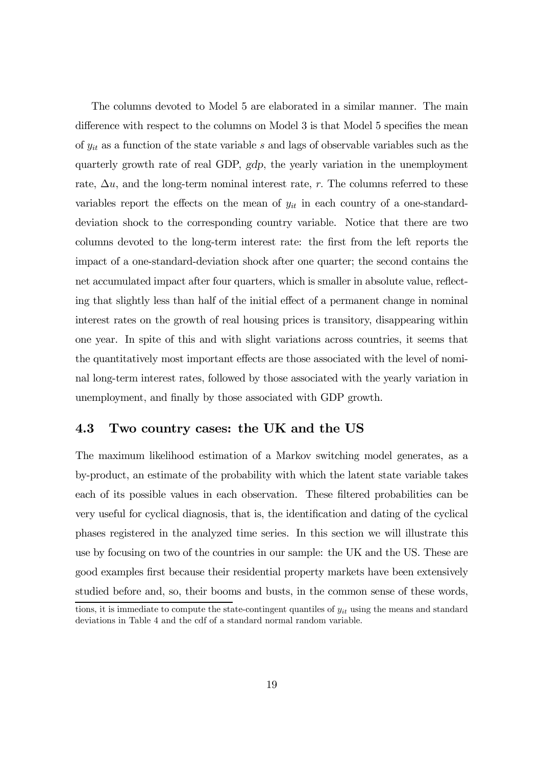The columns devoted to Model 5 are elaborated in a similar manner. The main difference with respect to the columns on Model 3 is that Model 5 specifies the mean of $y_{it}$ as a function of the state variable $s$ and lags of observable variables such as the quarterly growth rate of real GDP, *gdp*, the yearly variation in the unemployment rate, $\Delta u$, and the long-term nominal interest rate, $r$. The columns referred to these variables report the effects on the mean of $y_{it}$ in each country of a one-standard-deviation shock to the corresponding country variable. Notice that there are two columns devoted to the long-term interest rate: the first from the left reports the impact of a one-standard-deviation shock after one quarter; the second contains the net accumulated impact after four quarters, which is smaller in absolute value, reflecting that slightly less than half of the initial effect of a permanent change in nominal interest rates on the growth of real housing prices is transitory, disappearing within one year. In spite of this and with slight variations across countries, it seems that the quantitatively most important effects are those associated with the level of nominal long-term interest rates, followed by those associated with the yearly variation in unemployment, and finally by those associated with GDP growth.

## 4.3 Two country cases: the UK and the US

The maximum likelihood estimation of a Markov switching model generates, as a by-product, an estimate of the probability with which the latent state variable takes each of its possible values in each observation. These filtered probabilities can be very useful for cyclical diagnosis, that is, the identification and dating of the cyclical phases registered in the analyzed time series. In this section we will illustrate this use by focusing on two of the countries in our sample: the UK and the US. These are good examples first because their residential property markets have been extensively studied before and, so, their booms and busts, in the common sense of these words,

tions, it is immediate to compute the state-contingent quantiles of $y_{it}$ using the means and standard deviations in Table 4 and the cdf of a standard normal random variable.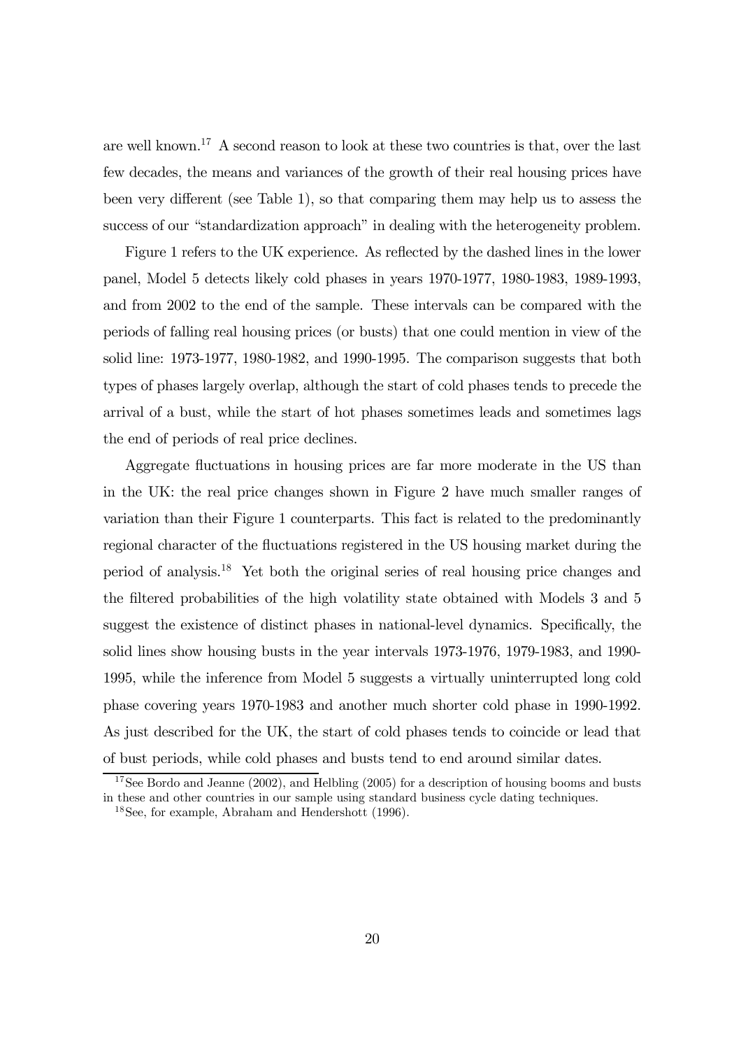are well known.[17] A second reason to look at these two countries is that, over the last few decades, the means and variances of the growth of their real housing prices have been very different (see Table 1), so that comparing them may help us to assess the success of our "standardization approach" in dealing with the heterogeneity problem.

Figure 1 refers to the UK experience. As reflected by the dashed lines in the lower panel, Model 5 detects likely cold phases in years 1970-1977, 1980-1983, 1989-1993, and from 2002 to the end of the sample. These intervals can be compared with the periods of falling real housing prices (or busts) that one could mention in view of the solid line: 1973-1977, 1980-1982, and 1990-1995. The comparison suggests that both types of phases largely overlap, although the start of cold phases tends to precede the arrival of a bust, while the start of hot phases sometimes leads and sometimes lags the end of periods of real price declines.

Aggregate fluctuations in housing prices are far more moderate in the US than in the UK: the real price changes shown in Figure 2 have much smaller ranges of variation than their Figure 1 counterparts. This fact is related to the predominantly regional character of the fluctuations registered in the US housing market during the period of analysis.[18] Yet both the original series of real housing price changes and the filtered probabilities of the high volatility state obtained with Models 3 and 5 suggest the existence of distinct phases in national-level dynamics. Specifically, the solid lines show housing busts in the year intervals 1973-1976, 1979-1983, and 1990-1995, while the inference from Model 5 suggests a virtually uninterrupted long cold phase covering years 1970-1983 and another much shorter cold phase in 1990-1992. As just described for the UK, the start of cold phases tends to coincide or lead that of bust periods, while cold phases and busts tend to end around similar dates.

[17] See Bordo and Jeanne (2002), and Helbling (2005) for a description of housing booms and busts in these and other countries in our sample using standard business cycle dating techniques.

[18] See, for example, Abraham and Hendershott (1996).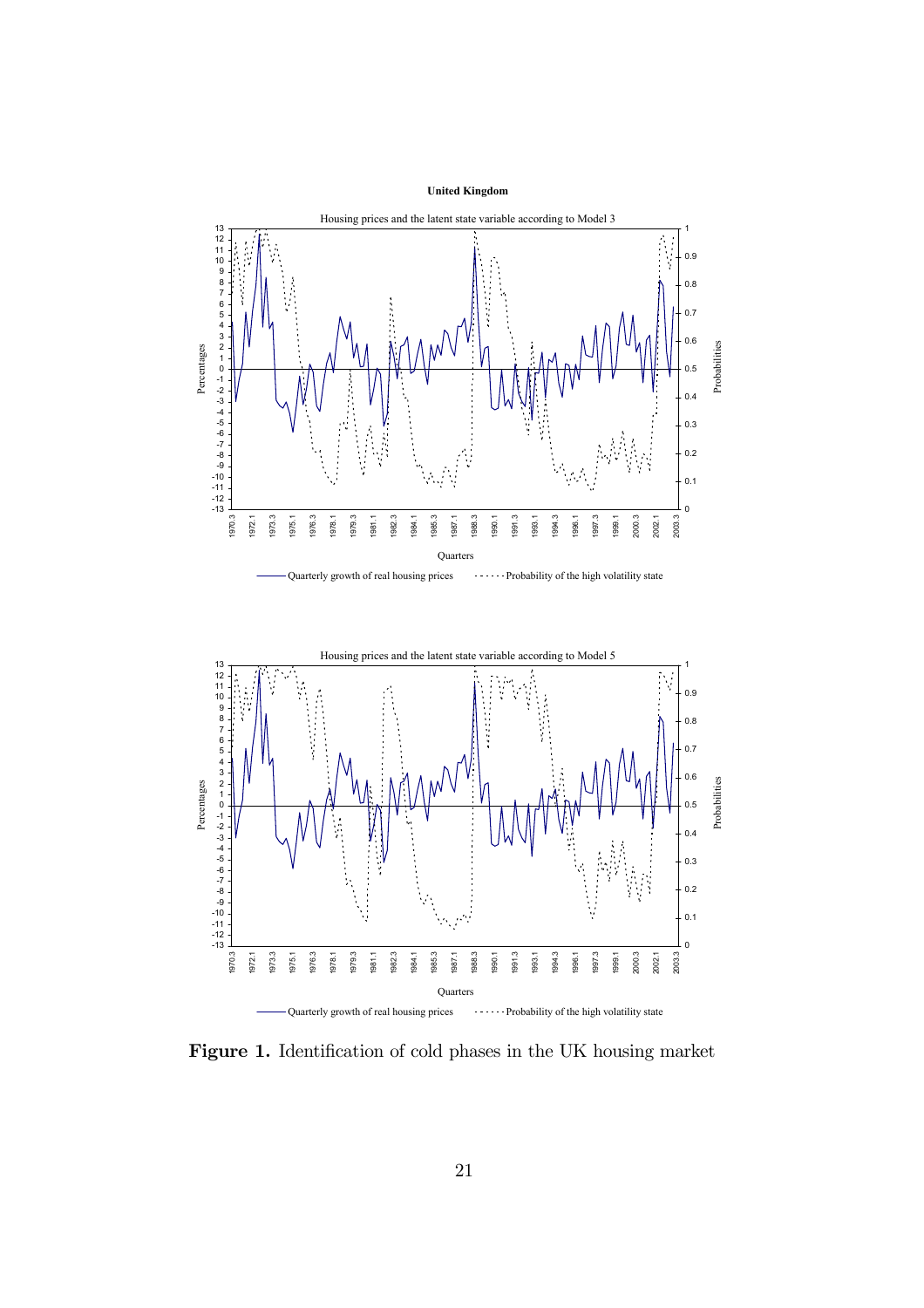**United Kingdom**

Housing prices and the latent state variable according to Model 3

Percentages

13
12
11
10
9
8
7
6
5
4
3
2
1
0
-1
-2
-3
-4
-5
-6
-7
-8
-9
-10
-11
-12
-13

Probabilities

1
0.9
0.8
0.7
0.6
0.5
0.4
0.3
0.2
0.1
0

1970.3
1972.1
1973.3
1975.1
1976.3
1978.1
1979.3
1981.1
1982.3
1984.1
1985.3
1987.1
1988.3
1990.1
1991.3
1993.1
1994.3
1996.1
1997.3
1999.1
2000.3
2002.1
2003.3

Quarters

Quarterly growth of real housing prices
Probability of the high volatility state

Housing prices and the latent state variable according to Model 5

Percentages

13
12
11
10
9
8
7
6
5
4
3
2
1
0
-1
-2
-3
-4
-5
-6
-7
-8
-9
-10
-11
-12
-13

Probabilities

1
0.9
0.8
0.7
0.6
0.5
0.4
0.3
0.2
0.1
0

1970.3
1972.1
1973.3
1975.1
1976.3
1978.1
1979.3
1981.1
1982.3
1984.1
1985.3
1987.1
1988.3
1990.1
1991.3
1993.1
1994.3
1996.1
1997.3
1999.1
2000.3
2002.1
2003.3

Quarters

Quarterly growth of real housing prices
Probability of the high volatility state

**Figure 1.** Identification of cold phases in the UK housing market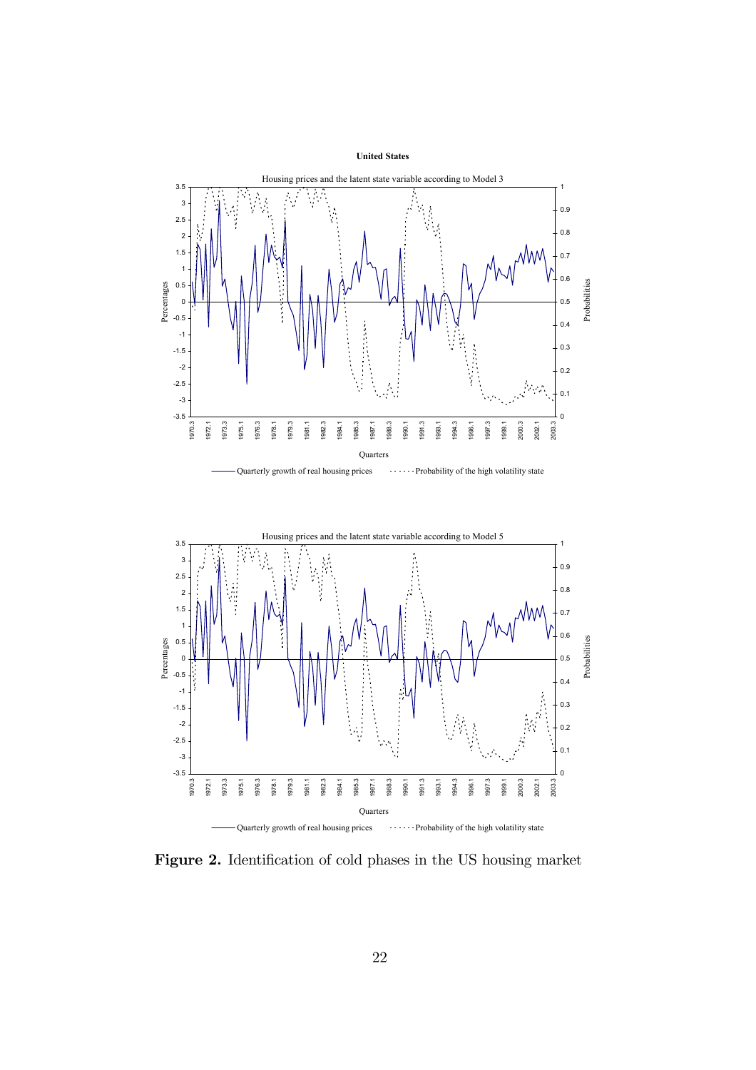**United States**

Housing prices and the latent state variable according to Model 3

Percentages

3.5
3
2.5
2
1.5
1
0.5
0
-0.5
-1
-1.5
-2
-2.5
-3
-3.5

Probabilities

1
0.9
0.8
0.7
0.6
0.5
0.4
0.3
0.2
0.1
0

1970.3 1972.1 1973.3 1975.1 1976.3 1978.1 1979.3 1981.1 1982.3 1984.1 1985.3 1987.1 1988.3 1990.1 1991.3 1993.1 1994.3 1996.1 1997.3 1999.1 2000.3 2002.1 2003.3

Quarters

Quarterly growth of real housing prices ······ Probability of the high volatility state

Housing prices and the latent state variable according to Model 5

Percentages

3.5
3
2.5
2
1.5
1
0.5
0
-0.5
-1
-1.5
-2
-2.5
-3
-3.5

Probabilities

1
0.9
0.8
0.7
0.6
0.5
0.4
0.3
0.2
0.1
0

1970.3 1972.1 1973.3 1975.1 1976.3 1978.1 1979.3 1981.1 1982.3 1984.1 1985.3 1987.1 1988.3 1990.1 1991.3 1993.1 1994.3 1996.1 1997.3 1999.1 2000.3 2002.1 2003.3

Quarters

Quarterly growth of real housing prices ······ Probability of the high volatility state

**Figure 2.** Identification of cold phases in the US housing market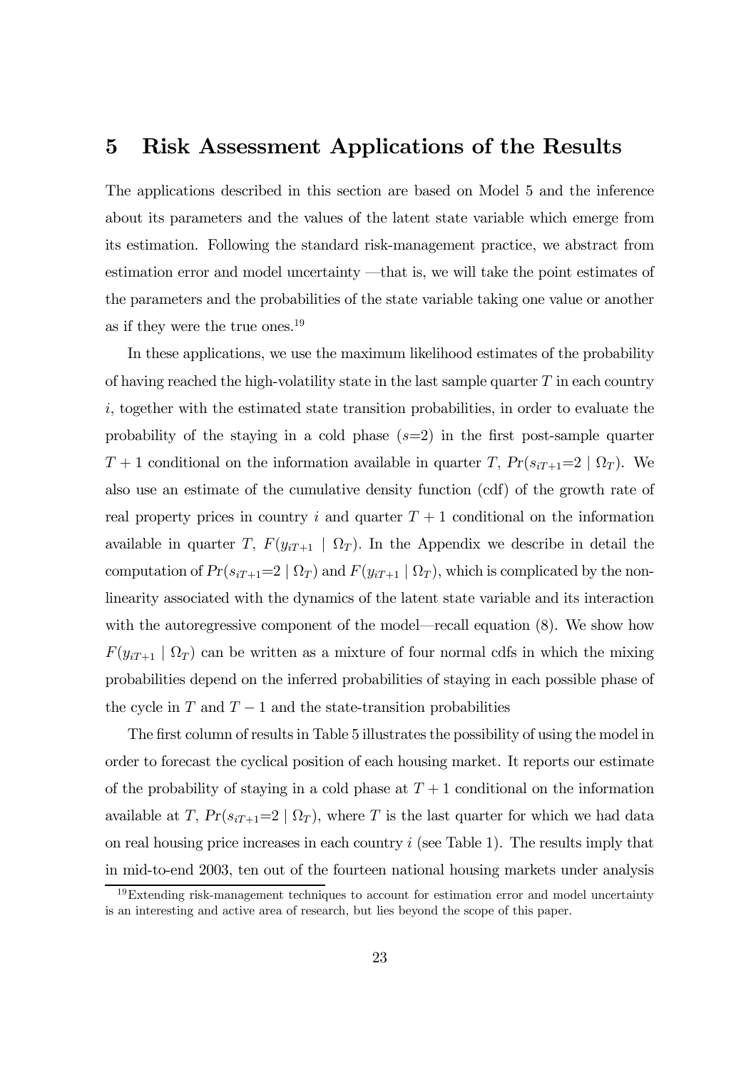## 5 Risk Assessment Applications of the Results

The applications described in this section are based on Model 5 and the inference about its parameters and the values of the latent state variable which emerge from its estimation. Following the standard risk-management practice, we abstract from estimation error and model uncertainty —that is, we will take the point estimates of the parameters and the probabilities of the state variable taking one value or another as if they were the true ones.[19]

In these applications, we use the maximum likelihood estimates of the probability of having reached the high-volatility state in the last sample quarter $T$ in each country $i$, together with the estimated state transition probabilities, in order to evaluate the probability of the staying in a cold phase ($s$=2) in the first post-sample quarter $T+1$ conditional on the information available in quarter $T$, $Pr(s_{iT+1}=2 \mid \Omega_T)$. We also use an estimate of the cumulative density function (cdf) of the growth rate of real property prices in country $i$ and quarter $T+1$ conditional on the information available in quarter $T$, $F(y_{iT+1} \mid \Omega_T)$. In the Appendix we describe in detail the computation of $Pr(s_{iT+1}=2 \mid \Omega_T)$ and $F(y_{iT+1} \mid \Omega_T)$, which is complicated by the non-linearity associated with the dynamics of the latent state variable and its interaction with the autoregressive component of the model—recall equation (8). We show how $F(y_{iT+1} \mid \Omega_T)$ can be written as a mixture of four normal cdfs in which the mixing probabilities depend on the inferred probabilities of staying in each possible phase of the cycle in $T$ and $T-1$ and the state-transition probabilities

The first column of results in Table 5 illustrates the possibility of using the model in order to forecast the cyclical position of each housing market. It reports our estimate of the probability of staying in a cold phase at $T+1$ conditional on the information available at $T$, $Pr(s_{iT+1}=2 \mid \Omega_T)$, where $T$ is the last quarter for which we had data on real housing price increases in each country $i$ (see Table 1). The results imply that in mid-to-end 2003, ten out of the fourteen national housing markets under analysis

[19] Extending risk-management techniques to account for estimation error and model uncertainty is an interesting and active area of research, but lies beyond the scope of this paper.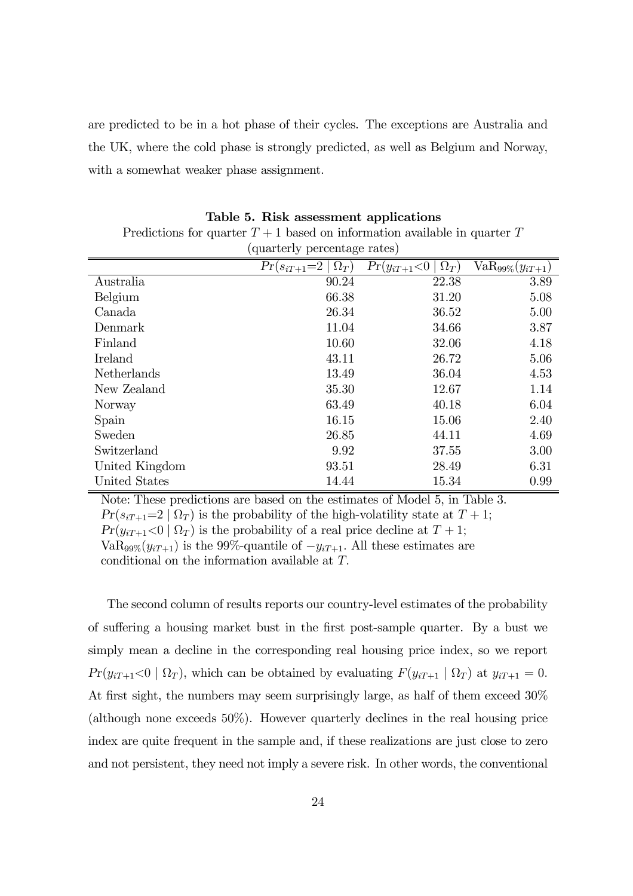are predicted to be in a hot phase of their cycles. The exceptions are Australia and the UK, where the cold phase is strongly predicted, as well as Belgium and Norway, with a somewhat weaker phase assignment.

**Table 5. Risk assessment applications**

Predictions for quarter $T+1$ based on information available in quarter $T$ (quarterly percentage rates)

| | $Pr(s_{iT+1}=2 \mid \Omega_T)$ | $Pr(y_{iT+1}<0 \mid \Omega_T)$ | $\text{VaR}_{99\%}(y_{iT+1})$ |
|---|---|---|---|
| Australia | 90.24 | 22.38 | 3.89 |
| Belgium | 66.38 | 31.20 | 5.08 |
| Canada | 26.34 | 36.52 | 5.00 |
| Denmark | 11.04 | 34.66 | 3.87 |
| Finland | 10.60 | 32.06 | 4.18 |
| Ireland | 43.11 | 26.72 | 5.06 |
| Netherlands | 13.49 | 36.04 | 4.53 |
| New Zealand | 35.30 | 12.67 | 1.14 |
| Norway | 63.49 | 40.18 | 6.04 |
| Spain | 16.15 | 15.06 | 2.40 |
| Sweden | 26.85 | 44.11 | 4.69 |
| Switzerland | 9.92 | 37.55 | 3.00 |
| United Kingdom | 93.51 | 28.49 | 6.31 |
| United States | 14.44 | 15.34 | 0.99 |

Note: These predictions are based on the estimates of Model 5, in Table 3. $Pr(s_{iT+1}=2 \mid \Omega_T)$ is the probability of the high-volatility state at $T+1$; $Pr(y_{iT+1}<0 \mid \Omega_T)$ is the probability of a real price decline at $T+1$; $\text{VaR}_{99\%}(y_{iT+1})$ is the 99%-quantile of $-y_{iT+1}$. All these estimates are conditional on the information available at $T$.

The second column of results reports our country-level estimates of the probability of suffering a housing market bust in the first post-sample quarter. By a bust we simply mean a decline in the corresponding real housing price index, so we report $Pr(y_{iT+1}<0 \mid \Omega_T)$, which can be obtained by evaluating $F(y_{iT+1} \mid \Omega_T)$ at $y_{iT+1}=0$. At first sight, the numbers may seem surprisingly large, as half of them exceed 30% (although none exceeds 50%). However quarterly declines in the real housing price index are quite frequent in the sample and, if these realizations are just close to zero and not persistent, they need not imply a severe risk. In other words, the conventional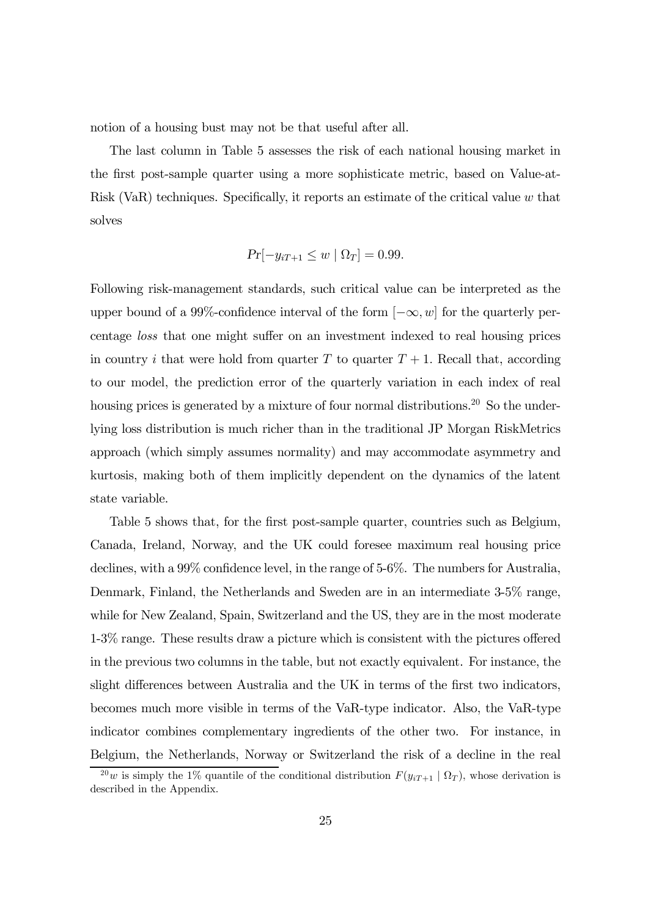notion of a housing bust may not be that useful after all.

The last column in Table 5 assesses the risk of each national housing market in the first post-sample quarter using a more sophisticate metric, based on Value-at-Risk (VaR) techniques. Specifically, it reports an estimate of the critical value $w$ that solves

$$Pr[-y_{iT+1} \leq w \mid \Omega_T] = 0.99.$$

Following risk-management standards, such critical value can be interpreted as the upper bound of a 99%-confidence interval of the form $[-\infty, w]$ for the quarterly percentage *loss* that one might suffer on an investment indexed to real housing prices in country $i$ that were hold from quarter $T$ to quarter $T+1$. Recall that, according to our model, the prediction error of the quarterly variation in each index of real housing prices is generated by a mixture of four normal distributions.[20] So the underlying loss distribution is much richer than in the traditional JP Morgan RiskMetrics approach (which simply assumes normality) and may accommodate asymmetry and kurtosis, making both of them implicitly dependent on the dynamics of the latent state variable.

Table 5 shows that, for the first post-sample quarter, countries such as Belgium, Canada, Ireland, Norway, and the UK could foresee maximum real housing price declines, with a 99% confidence level, in the range of 5-6%. The numbers for Australia, Denmark, Finland, the Netherlands and Sweden are in an intermediate 3-5% range, while for New Zealand, Spain, Switzerland and the US, they are in the most moderate 1-3% range. These results draw a picture which is consistent with the pictures offered in the previous two columns in the table, but not exactly equivalent. For instance, the slight differences between Australia and the UK in terms of the first two indicators, becomes much more visible in terms of the VaR-type indicator. Also, the VaR-type indicator combines complementary ingredients of the other two. For instance, in Belgium, the Netherlands, Norway or Switzerland the risk of a decline in the real

[20] $w$ is simply the 1% quantile of the conditional distribution $F(y_{iT+1} \mid \Omega_T)$, whose derivation is described in the Appendix.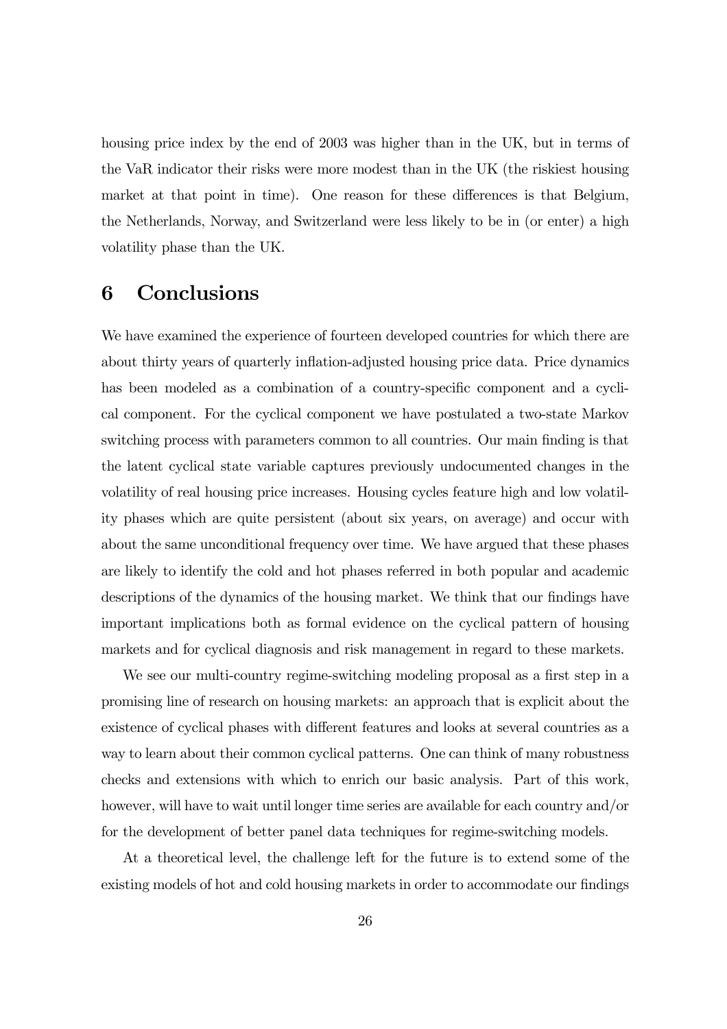housing price index by the end of 2003 was higher than in the UK, but in terms of the VaR indicator their risks were more modest than in the UK (the riskiest housing market at that point in time). One reason for these differences is that Belgium, the Netherlands, Norway, and Switzerland were less likely to be in (or enter) a high volatility phase than the UK.

# 6 Conclusions

We have examined the experience of fourteen developed countries for which there are about thirty years of quarterly inflation-adjusted housing price data. Price dynamics has been modeled as a combination of a country-specific component and a cyclical component. For the cyclical component we have postulated a two-state Markov switching process with parameters common to all countries. Our main finding is that the latent cyclical state variable captures previously undocumented changes in the volatility of real housing price increases. Housing cycles feature high and low volatility phases which are quite persistent (about six years, on average) and occur with about the same unconditional frequency over time. We have argued that these phases are likely to identify the cold and hot phases referred in both popular and academic descriptions of the dynamics of the housing market. We think that our findings have important implications both as formal evidence on the cyclical pattern of housing markets and for cyclical diagnosis and risk management in regard to these markets.

We see our multi-country regime-switching modeling proposal as a first step in a promising line of research on housing markets: an approach that is explicit about the existence of cyclical phases with different features and looks at several countries as a way to learn about their common cyclical patterns. One can think of many robustness checks and extensions with which to enrich our basic analysis. Part of this work, however, will have to wait until longer time series are available for each country and/or for the development of better panel data techniques for regime-switching models.

At a theoretical level, the challenge left for the future is to extend some of the existing models of hot and cold housing markets in order to accommodate our findings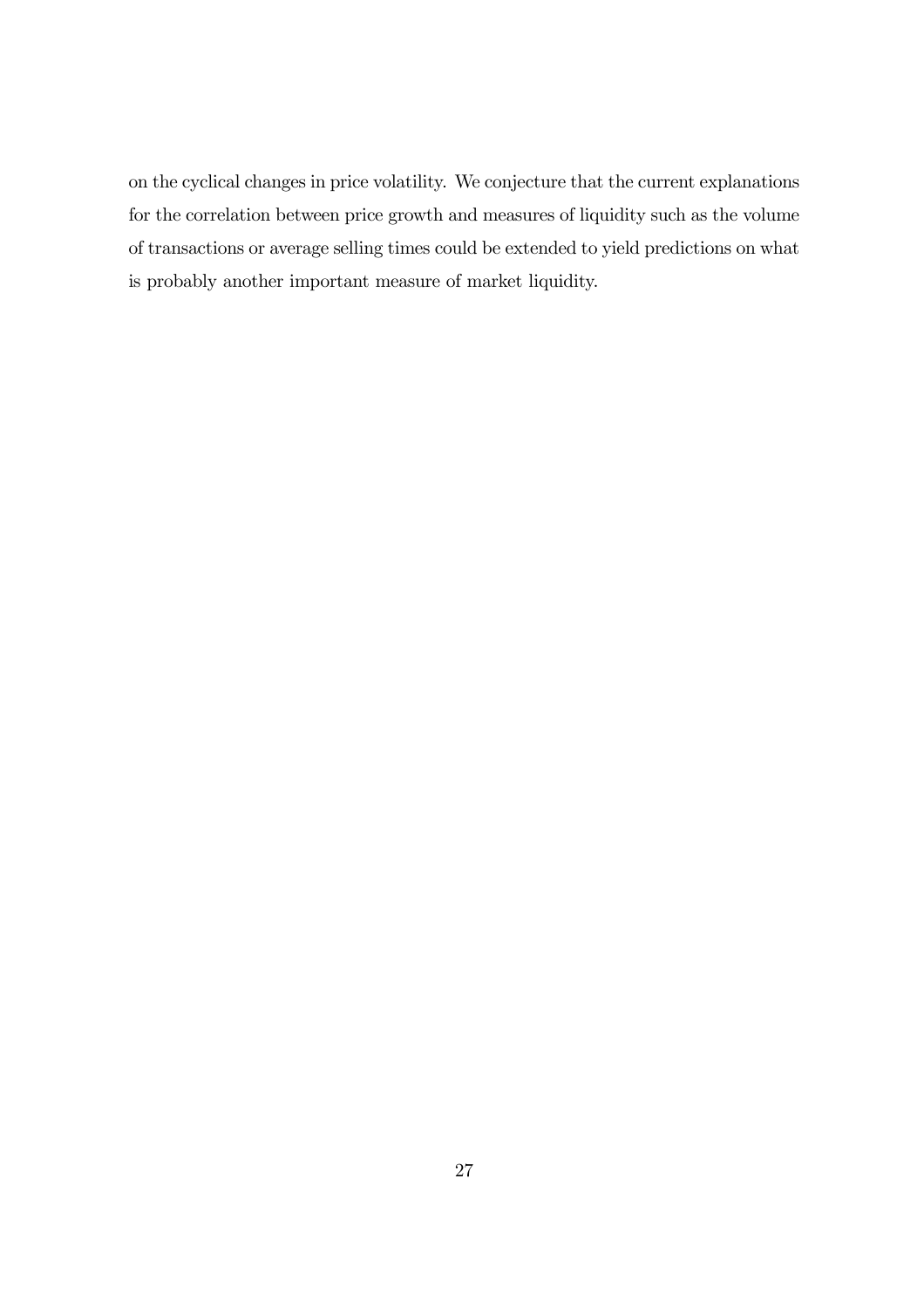on the cyclical changes in price volatility. We conjecture that the current explanations for the correlation between price growth and measures of liquidity such as the volume of transactions or average selling times could be extended to yield predictions on what is probably another important measure of market liquidity.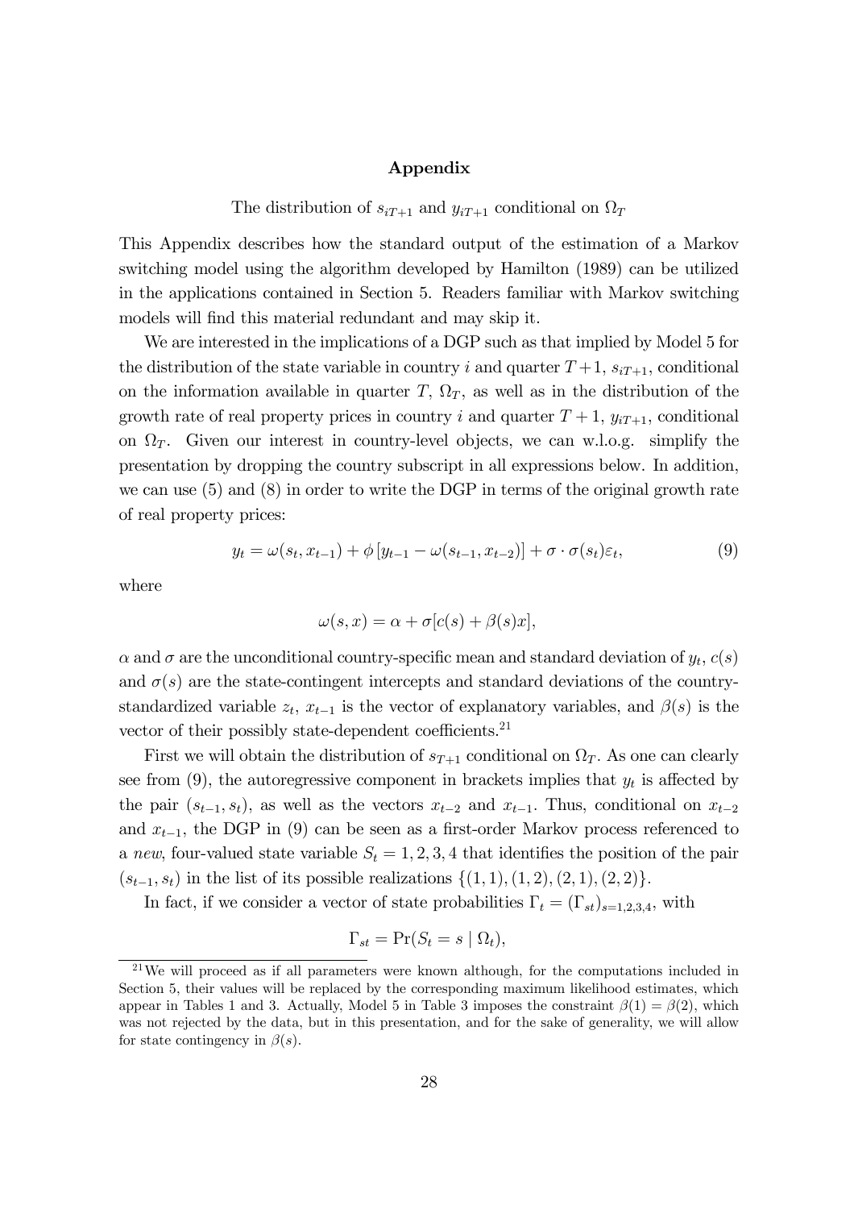## Appendix

The distribution of $s_{iT+1}$ and $y_{iT+1}$ conditional on $\Omega_T$

This Appendix describes how the standard output of the estimation of a Markov switching model using the algorithm developed by Hamilton (1989) can be utilized in the applications contained in Section 5. Readers familiar with Markov switching models will find this material redundant and may skip it.

We are interested in the implications of a DGP such as that implied by Model 5 for the distribution of the state variable in country $i$ and quarter $T+1$, $s_{iT+1}$, conditional on the information available in quarter $T$, $\Omega_T$, as well as in the distribution of the growth rate of real property prices in country $i$ and quarter $T+1$, $y_{iT+1}$, conditional on $\Omega_T$. Given our interest in country-level objects, we can w.l.o.g. simplify the presentation by dropping the country subscript in all expressions below. In addition, we can use (5) and (8) in order to write the DGP in terms of the original growth rate of real property prices:

$$y_t = \omega(s_t, x_{t-1}) + \phi\left[y_{t-1} - \omega(s_{t-1}, x_{t-2})\right] + \sigma \cdot \sigma(s_t)\varepsilon_t, \tag{9}$$

where

$$\omega(s, x) = \alpha + \sigma[c(s) + \beta(s)x],$$

$\alpha$ and $\sigma$ are the unconditional country-specific mean and standard deviation of $y_t$, $c(s)$ and $\sigma(s)$ are the state-contingent intercepts and standard deviations of the country-standardized variable $z_t$, $x_{t-1}$ is the vector of explanatory variables, and $\beta(s)$ is the vector of their possibly state-dependent coefficients.[21]

First we will obtain the distribution of $s_{T+1}$ conditional on $\Omega_T$. As one can clearly see from (9), the autoregressive component in brackets implies that $y_t$ is affected by the pair $(s_{t-1}, s_t)$, as well as the vectors $x_{t-2}$ and $x_{t-1}$. Thus, conditional on $x_{t-2}$ and $x_{t-1}$, the DGP in (9) can be seen as a first-order Markov process referenced to a *new*, four-valued state variable $S_t = 1, 2, 3, 4$ that identifies the position of the pair $(s_{t-1}, s_t)$ in the list of its possible realizations $\{(1,1), (1,2), (2,1), (2,2)\}$.

In fact, if we consider a vector of state probabilities $\Gamma_t = (\Gamma_{st})_{s=1,2,3,4}$, with

$$\Gamma_{st} = \Pr(S_t = s \mid \Omega_t),$$

[21] We will proceed as if all parameters were known although, for the computations included in Section 5, their values will be replaced by the corresponding maximum likelihood estimates, which appear in Tables 1 and 3. Actually, Model 5 in Table 3 imposes the constraint $\beta(1) = \beta(2)$, which was not rejected by the data, but in this presentation, and for the sake of generality, we will allow for state contingency in $\beta(s)$.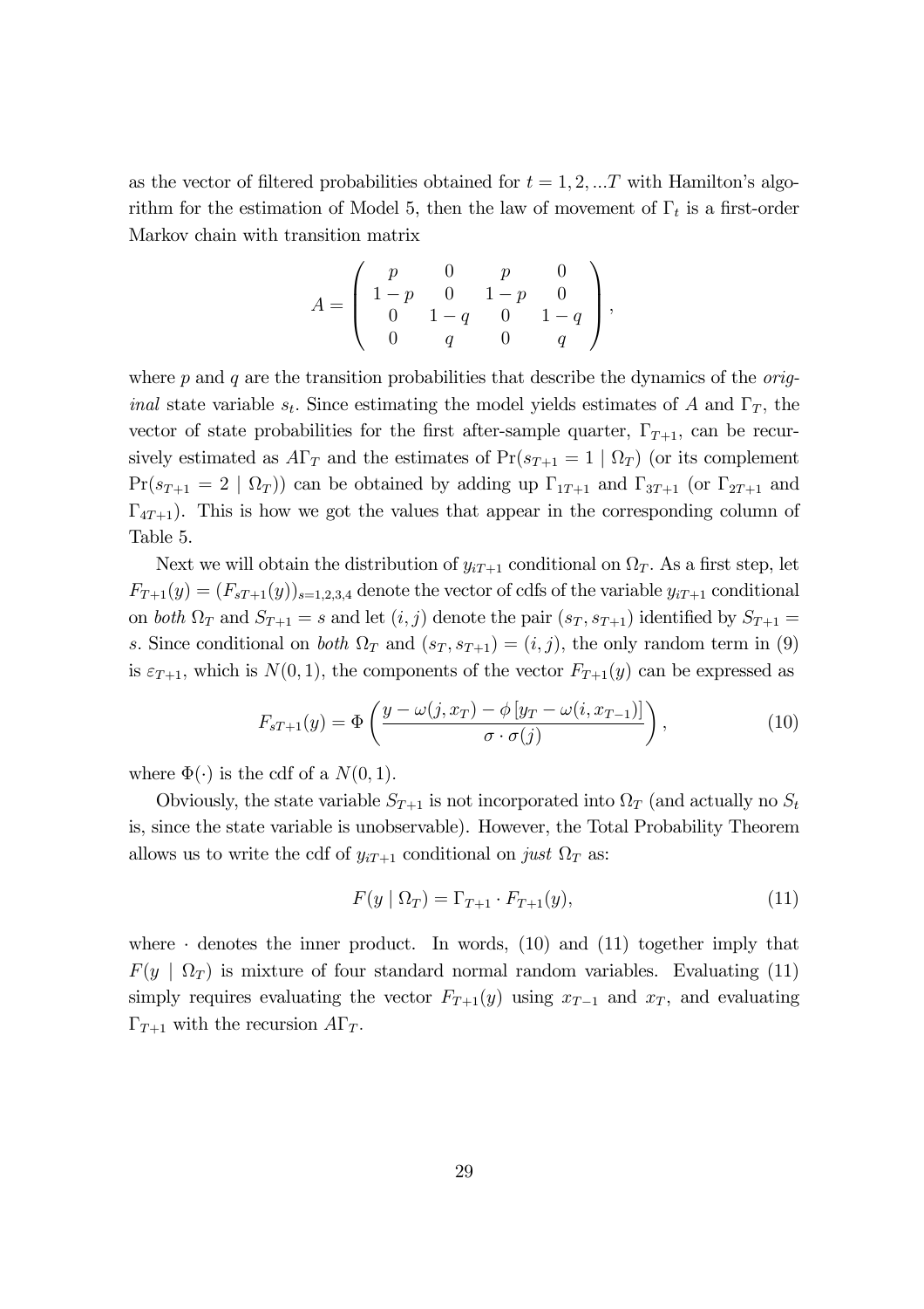as the vector of filtered probabilities obtained for $t = 1, 2, ...T$ with Hamilton's algorithm for the estimation of Model 5, then the law of movement of $\Gamma_t$ is a first-order Markov chain with transition matrix

$$A = \begin{pmatrix} p & 0 & p & 0 \\ 1-p & 0 & 1-p & 0 \\ 0 & 1-q & 0 & 1-q \\ 0 & q & 0 & q \end{pmatrix},$$

where $p$ and $q$ are the transition probabilities that describe the dynamics of the *original* state variable $s_t$. Since estimating the model yields estimates of $A$ and $\Gamma_T$, the vector of state probabilities for the first after-sample quarter, $\Gamma_{T+1}$, can be recursively estimated as $A\Gamma_T$ and the estimates of $\Pr(s_{T+1} = 1 \mid \Omega_T)$ (or its complement $\Pr(s_{T+1} = 2 \mid \Omega_T)$) can be obtained by adding up $\Gamma_{1T+1}$ and $\Gamma_{3T+1}$ (or $\Gamma_{2T+1}$ and $\Gamma_{4T+1}$). This is how we got the values that appear in the corresponding column of Table 5.

Next we will obtain the distribution of $y_{iT+1}$ conditional on $\Omega_T$. As a first step, let $F_{T+1}(y) = (F_{sT+1}(y))_{s=1,2,3,4}$ denote the vector of cdfs of the variable $y_{iT+1}$ conditional on *both* $\Omega_T$ and $S_{T+1} = s$ and let $(i, j)$ denote the pair $(s_T, s_{T+1})$ identified by $S_{T+1} = s$. Since conditional on *both* $\Omega_T$ and $(s_T, s_{T+1}) = (i, j)$, the only random term in (9) is $\varepsilon_{T+1}$, which is $N(0, 1)$, the components of the vector $F_{T+1}(y)$ can be expressed as

$$F_{sT+1}(y) = \Phi\left(\frac{y - \omega(j, x_T) - \phi\left[y_T - \omega(i, x_{T-1})\right]}{\sigma \cdot \sigma(j)}\right), \tag{10}$$

where $\Phi(\cdot)$ is the cdf of a $N(0, 1)$.

Obviously, the state variable $S_{T+1}$ is not incorporated into $\Omega_T$ (and actually no $S_t$ is, since the state variable is unobservable). However, the Total Probability Theorem allows us to write the cdf of $y_{iT+1}$ conditional on *just* $\Omega_T$ as:

$$F(y \mid \Omega_T) = \Gamma_{T+1} \cdot F_{T+1}(y), \tag{11}$$

where $\cdot$ denotes the inner product. In words, (10) and (11) together imply that $F(y \mid \Omega_T)$ is mixture of four standard normal random variables. Evaluating (11) simply requires evaluating the vector $F_{T+1}(y)$ using $x_{T-1}$ and $x_T$, and evaluating $\Gamma_{T+1}$ with the recursion $A\Gamma_T$.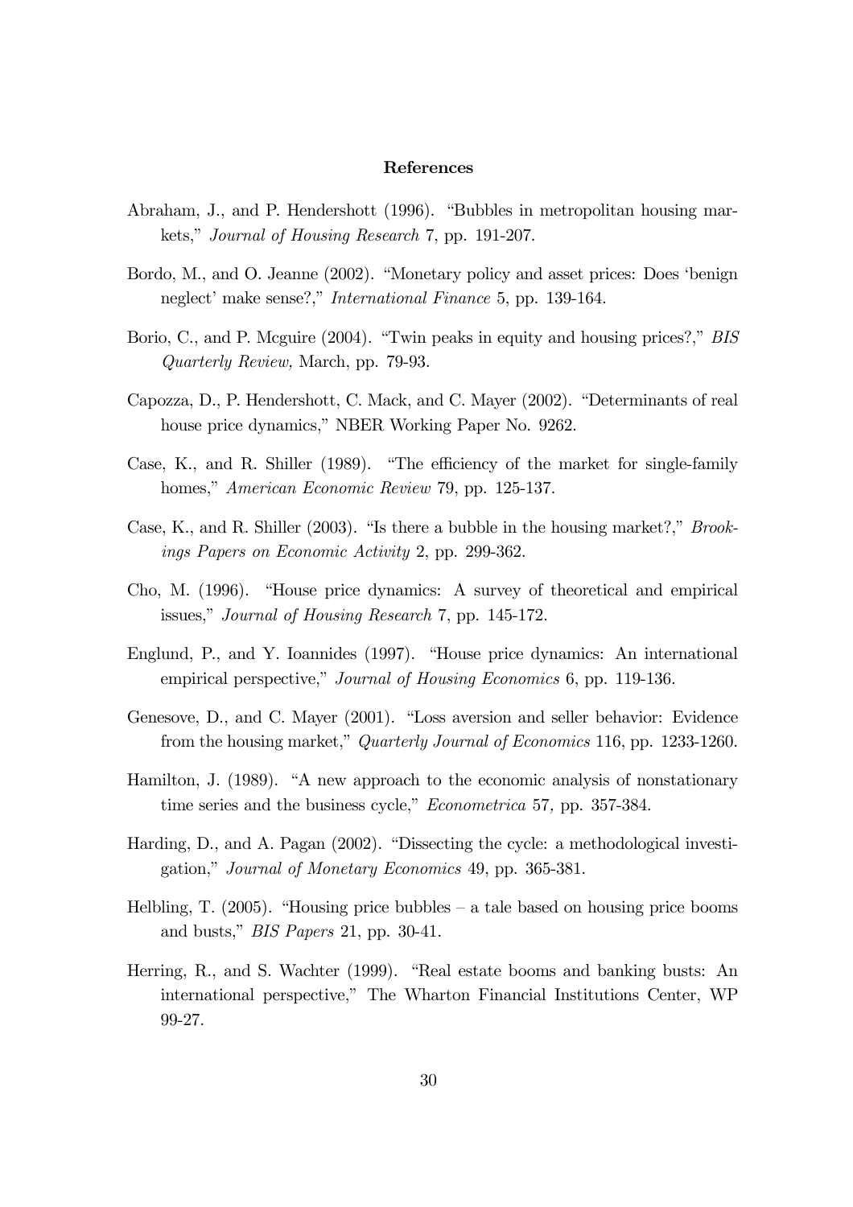## References

Abraham, J., and P. Hendershott (1996). "Bubbles in metropolitan housing markets," *Journal of Housing Research* 7, pp. 191-207.

Bordo, M., and O. Jeanne (2002). "Monetary policy and asset prices: Does 'benign neglect' make sense?," *International Finance* 5, pp. 139-164.

Borio, C., and P. Mcguire (2004). "Twin peaks in equity and housing prices?," *BIS Quarterly Review,* March, pp. 79-93.

Capozza, D., P. Hendershott, C. Mack, and C. Mayer (2002). "Determinants of real house price dynamics," NBER Working Paper No. 9262.

Case, K., and R. Shiller (1989). "The efficiency of the market for single-family homes," *American Economic Review* 79, pp. 125-137.

Case, K., and R. Shiller (2003). "Is there a bubble in the housing market?," *Brookings Papers on Economic Activity* 2, pp. 299-362.

Cho, M. (1996). "House price dynamics: A survey of theoretical and empirical issues," *Journal of Housing Research* 7, pp. 145-172.

Englund, P., and Y. Ioannides (1997). "House price dynamics: An international empirical perspective," *Journal of Housing Economics* 6, pp. 119-136.

Genesove, D., and C. Mayer (2001). "Loss aversion and seller behavior: Evidence from the housing market," *Quarterly Journal of Economics* 116, pp. 1233-1260.

Hamilton, J. (1989). "A new approach to the economic analysis of nonstationary time series and the business cycle," *Econometrica* 57*,* pp. 357-384.

Harding, D., and A. Pagan (2002). "Dissecting the cycle: a methodological investigation," *Journal of Monetary Economics* 49, pp. 365-381.

Helbling, T. (2005). "Housing price bubbles – a tale based on housing price booms and busts," *BIS Papers* 21, pp. 30-41.

Herring, R., and S. Wachter (1999). "Real estate booms and banking busts: An international perspective," The Wharton Financial Institutions Center, WP 99-27.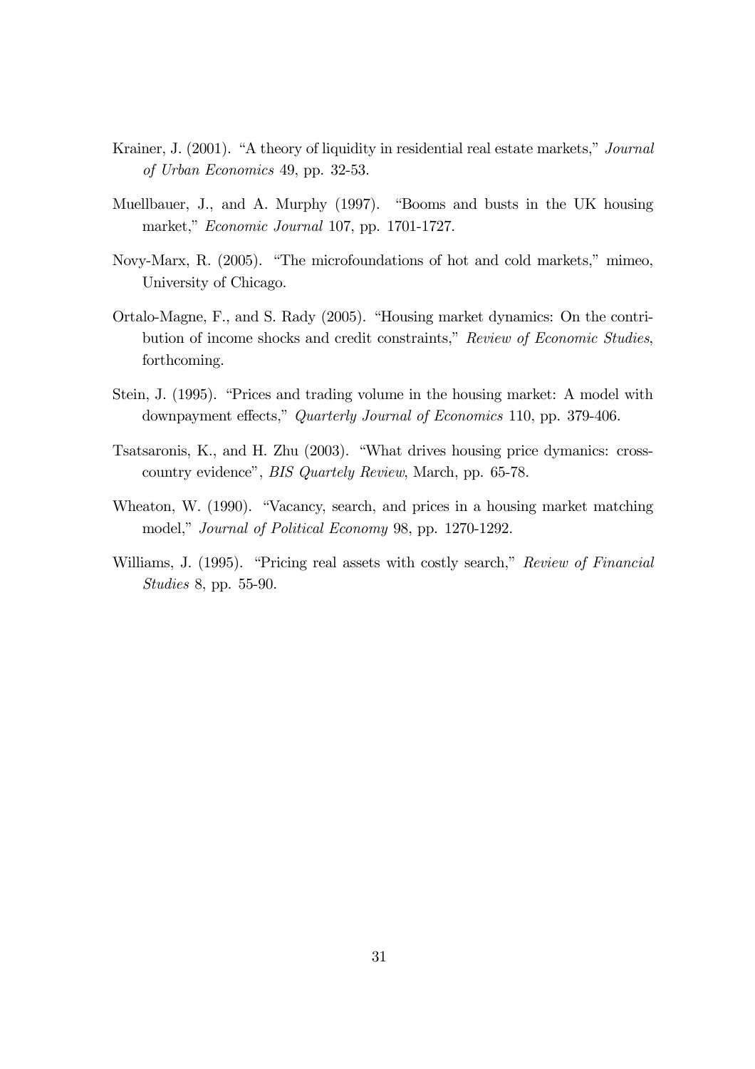Krainer, J. (2001). "A theory of liquidity in residential real estate markets," *Journal of Urban Economics* 49, pp. 32-53.

Muellbauer, J., and A. Murphy (1997). "Booms and busts in the UK housing market," *Economic Journal* 107, pp. 1701-1727.

Novy-Marx, R. (2005). "The microfoundations of hot and cold markets," mimeo, University of Chicago.

Ortalo-Magne, F., and S. Rady (2005). "Housing market dynamics: On the contribution of income shocks and credit constraints," *Review of Economic Studies*, forthcoming.

Stein, J. (1995). "Prices and trading volume in the housing market: A model with downpayment effects," *Quarterly Journal of Economics* 110, pp. 379-406.

Tsatsaronis, K., and H. Zhu (2003). "What drives housing price dymanics: cross-country evidence", *BIS Quartely Review*, March, pp. 65-78.

Wheaton, W. (1990). "Vacancy, search, and prices in a housing market matching model," *Journal of Political Economy* 98, pp. 1270-1292.

Williams, J. (1995). "Pricing real assets with costly search," *Review of Financial Studies* 8, pp. 55-90.